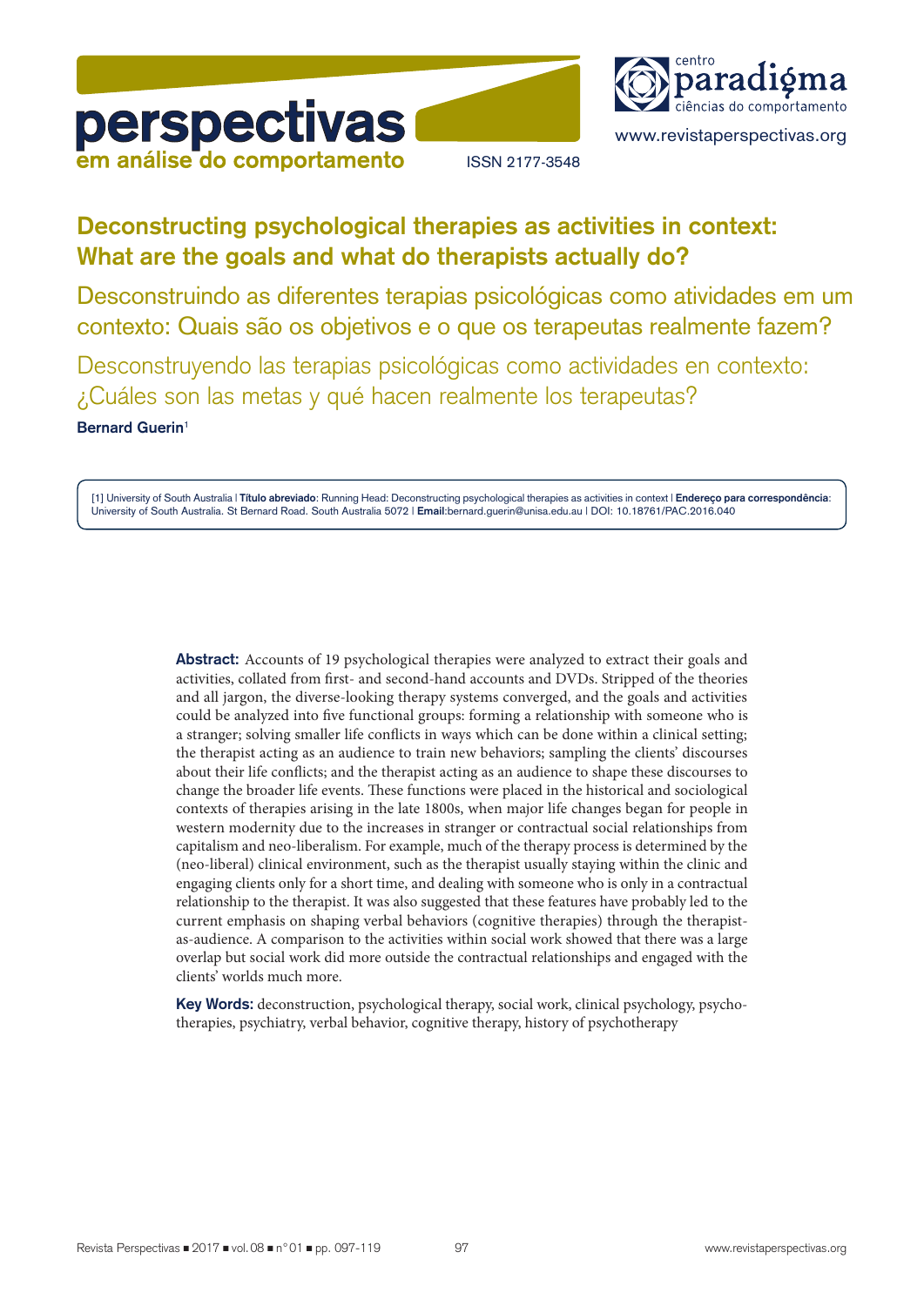# Deconstructing psychological therapies as activities in context: What are the goals and what do therapists actually do?

## Desconstruindo as diferentes terapias psicológicas como atividades em um contexto: Quais são os objetivos e o que os terapeutas realmente fazem?

## Desconstruyendo las terapias psicológicas como actividades en contexto: ¿Cuáles son las metas y qué hacen realmente los terapeutas?

**Bernard Guerin**[1]

[1] University of South Australia | **Título abreviado**: Running Head: Deconstructing psychological therapies as activities in context | **Endereço para correspondência**: University of South Australia. St Bernard Road. South Australia 5072 | **Email**:bernard.guerin@unisa.edu.au | DOI: 10.18761/PAC.2016.040

**Abstract:** Accounts of 19 psychological therapies were analyzed to extract their goals and activities, collated from first- and second-hand accounts and DVDs. Stripped of the theories and all jargon, the diverse-looking therapy systems converged, and the goals and activities could be analyzed into five functional groups: forming a relationship with someone who is a stranger; solving smaller life conflicts in ways which can be done within a clinical setting; the therapist acting as an audience to train new behaviors; sampling the clients' discourses about their life conflicts; and the therapist acting as an audience to shape these discourses to change the broader life events. These functions were placed in the historical and sociological contexts of therapies arising in the late 1800s, when major life changes began for people in western modernity due to the increases in stranger or contractual social relationships from capitalism and neo-liberalism. For example, much of the therapy process is determined by the (neo-liberal) clinical environment, such as the therapist usually staying within the clinic and engaging clients only for a short time, and dealing with someone who is only in a contractual relationship to the therapist. It was also suggested that these features have probably led to the current emphasis on shaping verbal behaviors (cognitive therapies) through the therapist-as-audience. A comparison to the activities within social work showed that there was a large overlap but social work did more outside the contractual relationships and engaged with the clients' worlds much more.

**Key Words:** deconstruction, psychological therapy, social work, clinical psychology, psychotherapies, psychiatry, verbal behavior, cognitive therapy, history of psychotherapy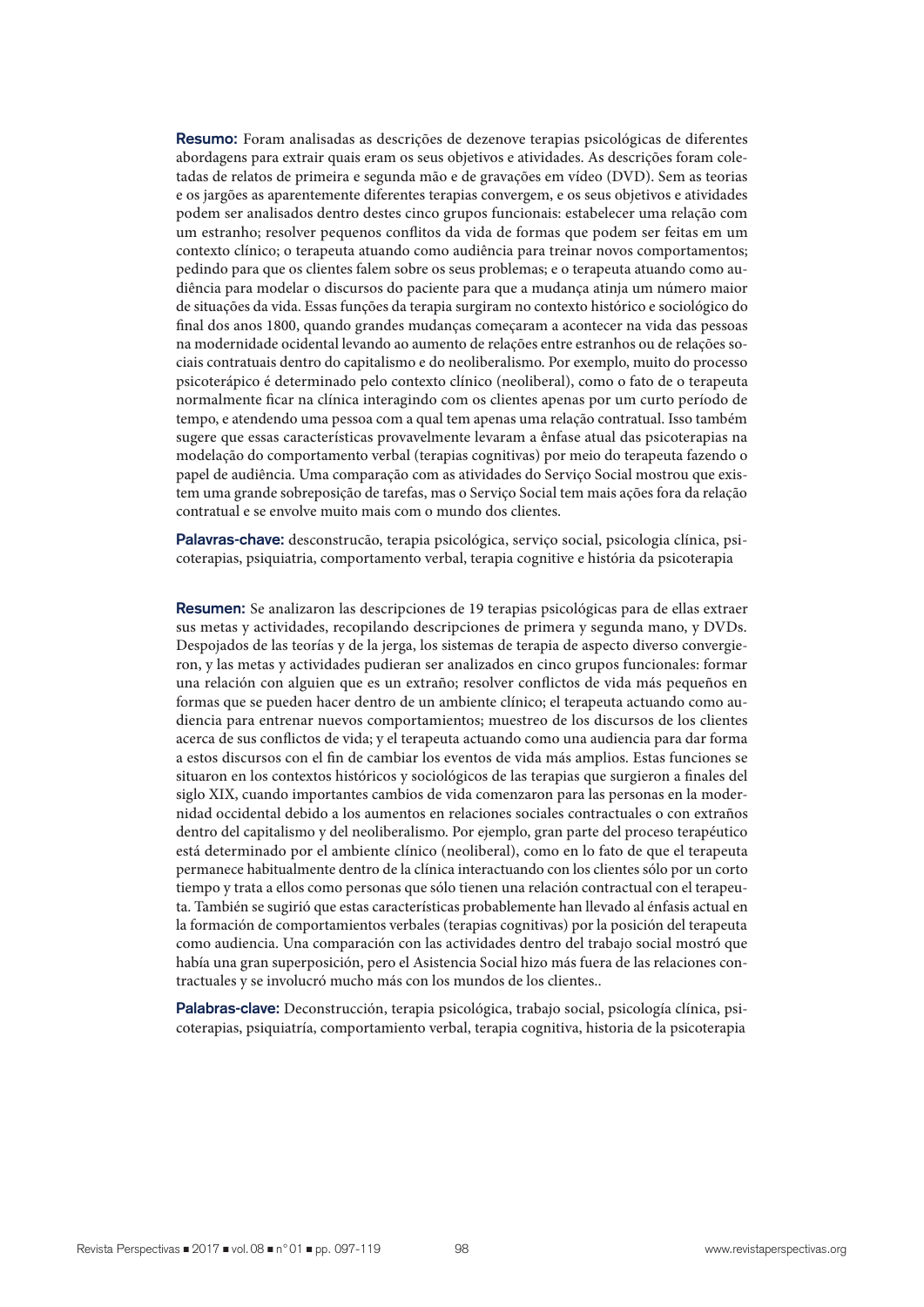**Resumo:** Foram analisadas as descrições de dezenove terapias psicológicas de diferentes abordagens para extrair quais eram os seus objetivos e atividades. As descrições foram coletadas de relatos de primeira e segunda mão e de gravações em vídeo (DVD). Sem as teorias e os jargões as aparentemente diferentes terapias convergem, e os seus objetivos e atividades podem ser analisados dentro destes cinco grupos funcionais: estabelecer uma relação com um estranho; resolver pequenos conflitos da vida de formas que podem ser feitas em um contexto clínico; o terapeuta atuando como audiência para treinar novos comportamentos; pedindo para que os clientes falem sobre os seus problemas; e o terapeuta atuando como audiência para modelar o discursos do paciente para que a mudança atinja um número maior de situações da vida. Essas funções da terapia surgiram no contexto histórico e sociológico do final dos anos 1800, quando grandes mudanças começaram a acontecer na vida das pessoas na modernidade ocidental levando ao aumento de relações entre estranhos ou de relações sociais contratuais dentro do capitalismo e do neoliberalismo. Por exemplo, muito do processo psicoterápico é determinado pelo contexto clínico (neoliberal), como o fato de o terapeuta normalmente ficar na clínica interagindo com os clientes apenas por um curto período de tempo, e atendendo uma pessoa com a qual tem apenas uma relação contratual. Isso também sugere que essas características provavelmente levaram a ênfase atual das psicoterapias na modelação do comportamento verbal (terapias cognitivas) por meio do terapeuta fazendo o papel de audiência. Uma comparação com as atividades do Serviço Social mostrou que existem uma grande sobreposição de tarefas, mas o Serviço Social tem mais ações fora da relação contratual e se envolve muito mais com o mundo dos clientes.

**Palavras-chave:** desconstrução, terapia psicológica, serviço social, psicologia clínica, psicoterapias, psiquiatria, comportamento verbal, terapia cognitive e história da psicoterapia

**Resumen:** Se analizaron las descripciones de 19 terapias psicológicas para de ellas extraer sus metas y actividades, recopilando descripciones de primera y segunda mano, y DVDs. Despojados de las teorías y de la jerga, los sistemas de terapia de aspecto diverso convergieron, y las metas y actividades pudieran ser analizados en cinco grupos funcionales: formar una relación con alguien que es un extraño; resolver conflictos de vida más pequeños en formas que se pueden hacer dentro de un ambiente clínico; el terapeuta actuando como audiencia para entrenar nuevos comportamientos; muestreo de los discursos de los clientes acerca de sus conflictos de vida; y el terapeuta actuando como una audiencia para dar forma a estos discursos con el fin de cambiar los eventos de vida más amplios. Estas funciones se situaron en los contextos históricos y sociológicos de las terapias que surgieron a finales del siglo XIX, cuando importantes cambios de vida comenzaron para las personas en la modernidad occidental debido a los aumentos en relaciones sociales contractuales o con extraños dentro del capitalismo y del neoliberalismo. Por ejemplo, gran parte del proceso terapéutico está determinado por el ambiente clínico (neoliberal), como en lo fato de que el terapeuta permanece habitualmente dentro de la clínica interactuando con los clientes sólo por un corto tiempo y trata a ellos como personas que sólo tienen una relación contractual con el terapeuta. También se sugirió que estas características probablemente han llevado al énfasis actual en la formación de comportamientos verbales (terapias cognitivas) por la posición del terapeuta como audiencia. Una comparación con las actividades dentro del trabajo social mostró que había una gran superposición, pero el Asistencia Social hizo más fuera de las relaciones contractuales y se involucró mucho más con los mundos de los clientes..

**Palabras-clave:** Deconstrucción, terapia psicológica, trabajo social, psicología clínica, psicoterapias, psiquiatría, comportamiento verbal, terapia cognitiva, historia de la psicoterapia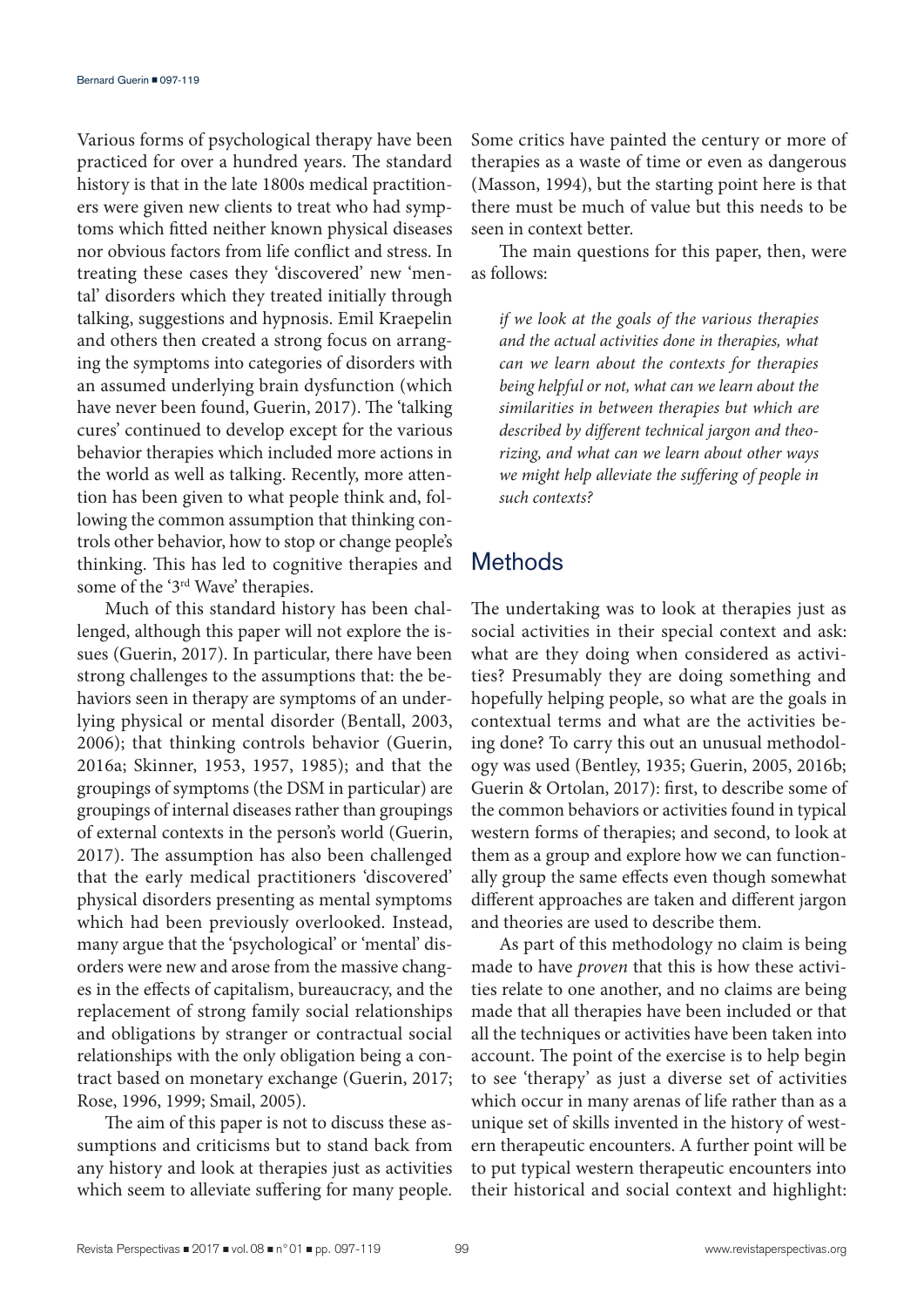Various forms of psychological therapy have been practiced for over a hundred years. The standard history is that in the late 1800s medical practitioners were given new clients to treat who had symptoms which fitted neither known physical diseases nor obvious factors from life conflict and stress. In treating these cases they 'discovered' new 'mental' disorders which they treated initially through talking, suggestions and hypnosis. Emil Kraepelin and others then created a strong focus on arranging the symptoms into categories of disorders with an assumed underlying brain dysfunction (which have never been found, Guerin, 2017). The 'talking cures' continued to develop except for the various behavior therapies which included more actions in the world as well as talking. Recently, more attention has been given to what people think and, following the common assumption that thinking controls other behavior, how to stop or change people's thinking. This has led to cognitive therapies and some of the '3rd Wave' therapies.

Much of this standard history has been challenged, although this paper will not explore the issues (Guerin, 2017). In particular, there have been strong challenges to the assumptions that: the behaviors seen in therapy are symptoms of an underlying physical or mental disorder (Bentall, 2003, 2006); that thinking controls behavior (Guerin, 2016a; Skinner, 1953, 1957, 1985); and that the groupings of symptoms (the DSM in particular) are groupings of internal diseases rather than groupings of external contexts in the person's world (Guerin, 2017). The assumption has also been challenged that the early medical practitioners 'discovered' physical disorders presenting as mental symptoms which had been previously overlooked. Instead, many argue that the 'psychological' or 'mental' disorders were new and arose from the massive changes in the effects of capitalism, bureaucracy, and the replacement of strong family social relationships and obligations by stranger or contractual social relationships with the only obligation being a contract based on monetary exchange (Guerin, 2017; Rose, 1996, 1999; Smail, 2005).

The aim of this paper is not to discuss these assumptions and criticisms but to stand back from any history and look at therapies just as activities which seem to alleviate suffering for many people. Some critics have painted the century or more of therapies as a waste of time or even as dangerous (Masson, 1994), but the starting point here is that there must be much of value but this needs to be seen in context better.

The main questions for this paper, then, were as follows:

> *if we look at the goals of the various therapies and the actual activities done in therapies, what can we learn about the contexts for therapies being helpful or not, what can we learn about the similarities in between therapies but which are described by different technical jargon and theorizing, and what can we learn about other ways we might help alleviate the suffering of people in such contexts?*

## Methods

The undertaking was to look at therapies just as social activities in their special context and ask: what are they doing when considered as activities? Presumably they are doing something and hopefully helping people, so what are the goals in contextual terms and what are the activities being done? To carry this out an unusual methodology was used (Bentley, 1935; Guerin, 2005, 2016b; Guerin & Ortolan, 2017): first, to describe some of the common behaviors or activities found in typical western forms of therapies; and second, to look at them as a group and explore how we can functionally group the same effects even though somewhat different approaches are taken and different jargon and theories are used to describe them.

As part of this methodology no claim is being made to have *proven* that this is how these activities relate to one another, and no claims are being made that all therapies have been included or that all the techniques or activities have been taken into account. The point of the exercise is to help begin to see 'therapy' as just a diverse set of activities which occur in many arenas of life rather than as a unique set of skills invented in the history of western therapeutic encounters. A further point will be to put typical western therapeutic encounters into their historical and social context and highlight: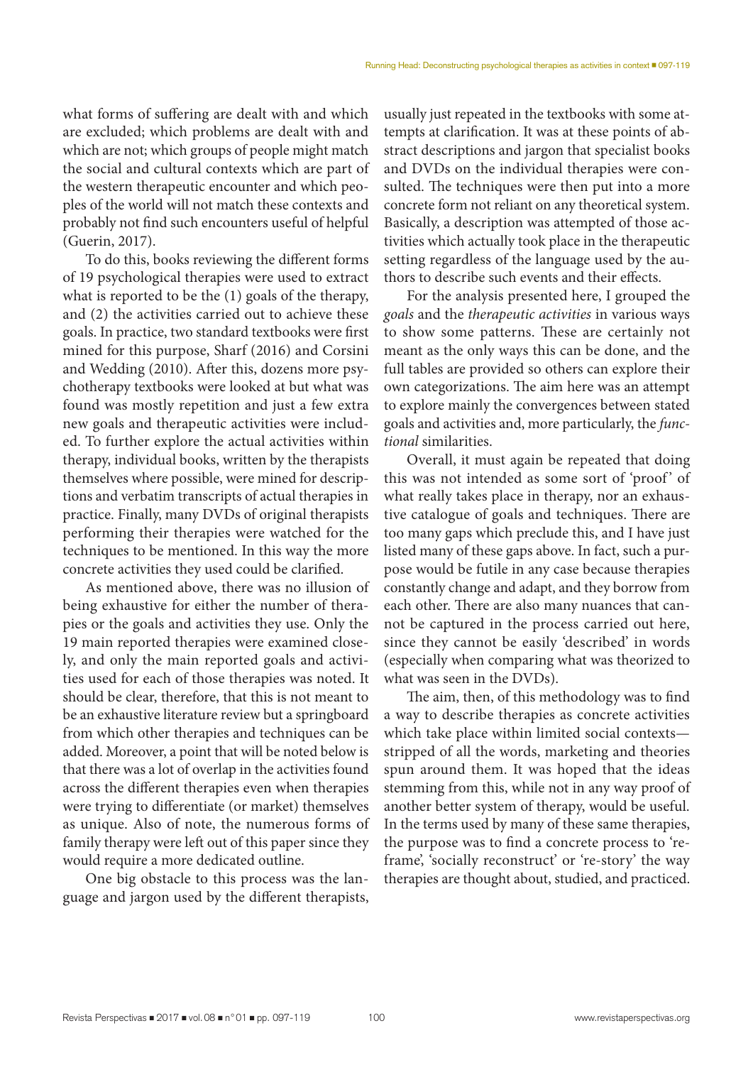what forms of suffering are dealt with and which are excluded; which problems are dealt with and which are not; which groups of people might match the social and cultural contexts which are part of the western therapeutic encounter and which peoples of the world will not match these contexts and probably not find such encounters useful of helpful (Guerin, 2017).

To do this, books reviewing the different forms of 19 psychological therapies were used to extract what is reported to be the (1) goals of the therapy, and (2) the activities carried out to achieve these goals. In practice, two standard textbooks were first mined for this purpose, Sharf (2016) and Corsini and Wedding (2010). After this, dozens more psychotherapy textbooks were looked at but what was found was mostly repetition and just a few extra new goals and therapeutic activities were included. To further explore the actual activities within therapy, individual books, written by the therapists themselves where possible, were mined for descriptions and verbatim transcripts of actual therapies in practice. Finally, many DVDs of original therapists performing their therapies were watched for the techniques to be mentioned. In this way the more concrete activities they used could be clarified.

As mentioned above, there was no illusion of being exhaustive for either the number of therapies or the goals and activities they use. Only the 19 main reported therapies were examined closely, and only the main reported goals and activities used for each of those therapies was noted. It should be clear, therefore, that this is not meant to be an exhaustive literature review but a springboard from which other therapies and techniques can be added. Moreover, a point that will be noted below is that there was a lot of overlap in the activities found across the different therapies even when therapies were trying to differentiate (or market) themselves as unique. Also of note, the numerous forms of family therapy were left out of this paper since they would require a more dedicated outline.

One big obstacle to this process was the language and jargon used by the different therapists, usually just repeated in the textbooks with some attempts at clarification. It was at these points of abstract descriptions and jargon that specialist books and DVDs on the individual therapies were consulted. The techniques were then put into a more concrete form not reliant on any theoretical system. Basically, a description was attempted of those activities which actually took place in the therapeutic setting regardless of the language used by the authors to describe such events and their effects.

For the analysis presented here, I grouped the *goals* and the *therapeutic activities* in various ways to show some patterns. These are certainly not meant as the only ways this can be done, and the full tables are provided so others can explore their own categorizations. The aim here was an attempt to explore mainly the convergences between stated goals and activities and, more particularly, the *functional* similarities.

Overall, it must again be repeated that doing this was not intended as some sort of 'proof' of what really takes place in therapy, nor an exhaustive catalogue of goals and techniques. There are too many gaps which preclude this, and I have just listed many of these gaps above. In fact, such a purpose would be futile in any case because therapies constantly change and adapt, and they borrow from each other. There are also many nuances that cannot be captured in the process carried out here, since they cannot be easily 'described' in words (especially when comparing what was theorized to what was seen in the DVDs).

The aim, then, of this methodology was to find a way to describe therapies as concrete activities which take place within limited social contexts—stripped of all the words, marketing and theories spun around them. It was hoped that the ideas stemming from this, while not in any way proof of another better system of therapy, would be useful. In the terms used by many of these same therapies, the purpose was to find a concrete process to 'reframe', 'socially reconstruct' or 're-story' the way therapies are thought about, studied, and practiced.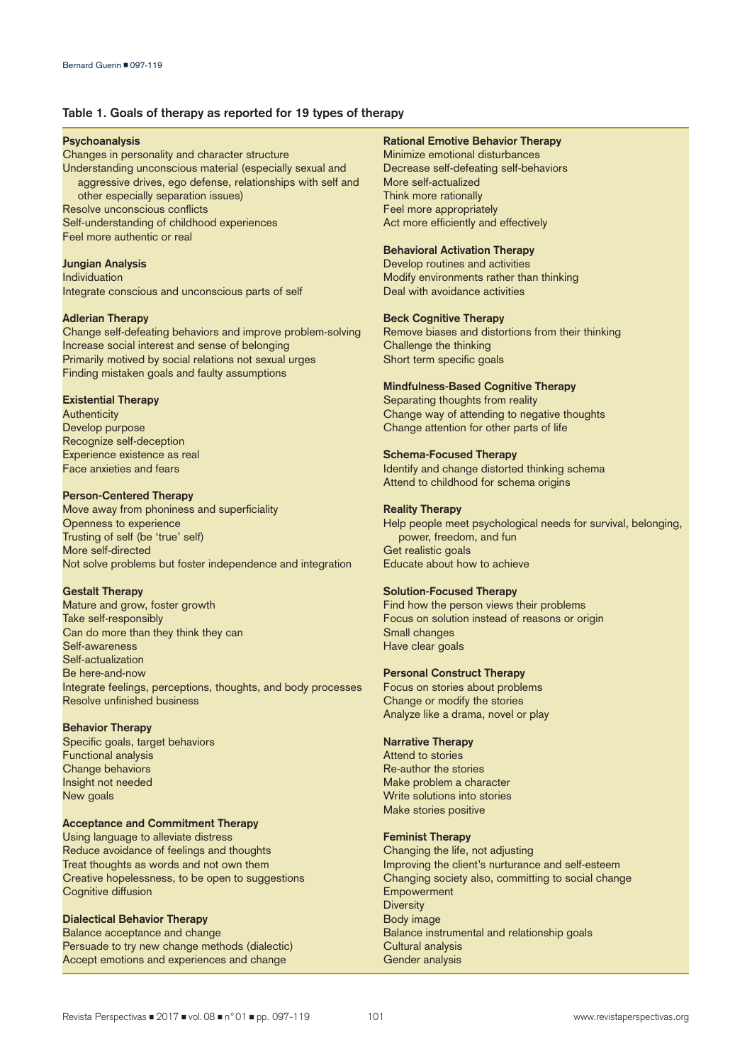**Table 1. Goals of therapy as reported for 19 types of therapy**

**Psychoanalysis**
Changes in personality and character structure
Understanding unconscious material (especially sexual and aggressive drives, ego defense, relationships with self and other especially separation issues)
Resolve unconscious conflicts
Self-understanding of childhood experiences
Feel more authentic or real

**Jungian Analysis**
Individuation
Integrate conscious and unconscious parts of self

**Adlerian Therapy**
Change self-defeating behaviors and improve problem-solving
Increase social interest and sense of belonging
Primarily motived by social relations not sexual urges
Finding mistaken goals and faulty assumptions

**Existential Therapy**
Authenticity
Develop purpose
Recognize self-deception
Experience existence as real
Face anxieties and fears

**Person-Centered Therapy**
Move away from phoniness and superficiality
Openness to experience
Trusting of self (be 'true' self)
More self-directed
Not solve problems but foster independence and integration

**Gestalt Therapy**
Mature and grow, foster growth
Take self-responsibly
Can do more than they think they can
Self-awareness
Self-actualization
Be here-and-now
Integrate feelings, perceptions, thoughts, and body processes
Resolve unfinished business

**Behavior Therapy**
Specific goals, target behaviors
Functional analysis
Change behaviors
Insight not needed
New goals

**Acceptance and Commitment Therapy**
Using language to alleviate distress
Reduce avoidance of feelings and thoughts
Treat thoughts as words and not own them
Creative hopelessness, to be open to suggestions
Cognitive diffusion

**Dialectical Behavior Therapy**
Balance acceptance and change
Persuade to try new change methods (dialectic)
Accept emotions and experiences and change

**Rational Emotive Behavior Therapy**
Minimize emotional disturbances
Decrease self-defeating self-behaviors
More self-actualized
Think more rationally
Feel more appropriately
Act more efficiently and effectively

**Behavioral Activation Therapy**
Develop routines and activities
Modify environments rather than thinking
Deal with avoidance activities

**Beck Cognitive Therapy**
Remove biases and distortions from their thinking
Challenge the thinking
Short term specific goals

**Mindfulness-Based Cognitive Therapy**
Separating thoughts from reality
Change way of attending to negative thoughts
Change attention for other parts of life

**Schema-Focused Therapy**
Identify and change distorted thinking schema
Attend to childhood for schema origins

**Reality Therapy**
Help people meet psychological needs for survival, belonging, power, freedom, and fun
Get realistic goals
Educate about how to achieve

**Solution-Focused Therapy**
Find how the person views their problems
Focus on solution instead of reasons or origin
Small changes
Have clear goals

**Personal Construct Therapy**
Focus on stories about problems
Change or modify the stories
Analyze like a drama, novel or play

**Narrative Therapy**
Attend to stories
Re-author the stories
Make problem a character
Write solutions into stories
Make stories positive

**Feminist Therapy**
Changing the life, not adjusting
Improving the client's nurturance and self-esteem
Changing society also, committing to social change
Empowerment
Diversity
Body image
Balance instrumental and relationship goals
Cultural analysis
Gender analysis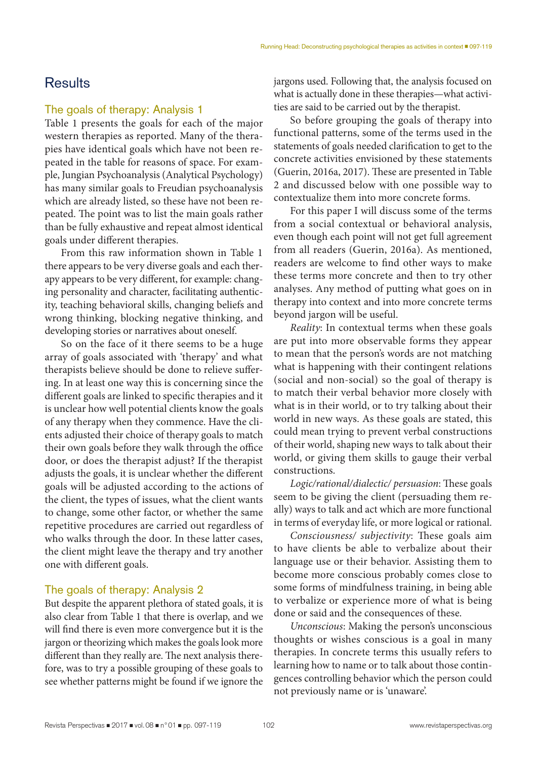## Results

### The goals of therapy: Analysis 1

Table 1 presents the goals for each of the major western therapies as reported. Many of the therapies have identical goals which have not been repeated in the table for reasons of space. For example, Jungian Psychoanalysis (Analytical Psychology) has many similar goals to Freudian psychoanalysis which are already listed, so these have not been repeated. The point was to list the main goals rather than be fully exhaustive and repeat almost identical goals under different therapies.

From this raw information shown in Table 1 there appears to be very diverse goals and each therapy appears to be very different, for example: changing personality and character, facilitating authenticity, teaching behavioral skills, changing beliefs and wrong thinking, blocking negative thinking, and developing stories or narratives about oneself.

So on the face of it there seems to be a huge array of goals associated with 'therapy' and what therapists believe should be done to relieve suffering. In at least one way this is concerning since the different goals are linked to specific therapies and it is unclear how well potential clients know the goals of any therapy when they commence. Have the clients adjusted their choice of therapy goals to match their own goals before they walk through the office door, or does the therapist adjust? If the therapist adjusts the goals, it is unclear whether the different goals will be adjusted according to the actions of the client, the types of issues, what the client wants to change, some other factor, or whether the same repetitive procedures are carried out regardless of who walks through the door. In these latter cases, the client might leave the therapy and try another one with different goals.

### The goals of therapy: Analysis 2

But despite the apparent plethora of stated goals, it is also clear from Table 1 that there is overlap, and we will find there is even more convergence but it is the jargon or theorizing which makes the goals look more different than they really are. The next analysis therefore, was to try a possible grouping of these goals to see whether patterns might be found if we ignore the jargons used. Following that, the analysis focused on what is actually done in these therapies—what activities are said to be carried out by the therapist.

So before grouping the goals of therapy into functional patterns, some of the terms used in the statements of goals needed clarification to get to the concrete activities envisioned by these statements (Guerin, 2016a, 2017). These are presented in Table 2 and discussed below with one possible way to contextualize them into more concrete forms.

For this paper I will discuss some of the terms from a social contextual or behavioral analysis, even though each point will not get full agreement from all readers (Guerin, 2016a). As mentioned, readers are welcome to find other ways to make these terms more concrete and then to try other analyses. Any method of putting what goes on in therapy into context and into more concrete terms beyond jargon will be useful.

*Reality*: In contextual terms when these goals are put into more observable forms they appear to mean that the person's words are not matching what is happening with their contingent relations (social and non-social) so the goal of therapy is to match their verbal behavior more closely with what is in their world, or to try talking about their world in new ways. As these goals are stated, this could mean trying to prevent verbal constructions of their world, shaping new ways to talk about their world, or giving them skills to gauge their verbal constructions.

*Logic/rational/dialectic/ persuasion*: These goals seem to be giving the client (persuading them really) ways to talk and act which are more functional in terms of everyday life, or more logical or rational.

*Consciousness/ subjectivity*: These goals aim to have clients be able to verbalize about their language use or their behavior. Assisting them to become more conscious probably comes close to some forms of mindfulness training, in being able to verbalize or experience more of what is being done or said and the consequences of these.

*Unconscious*: Making the person's unconscious thoughts or wishes conscious is a goal in many therapies. In concrete terms this usually refers to learning how to name or to talk about those contingences controlling behavior which the person could not previously name or is 'unaware'.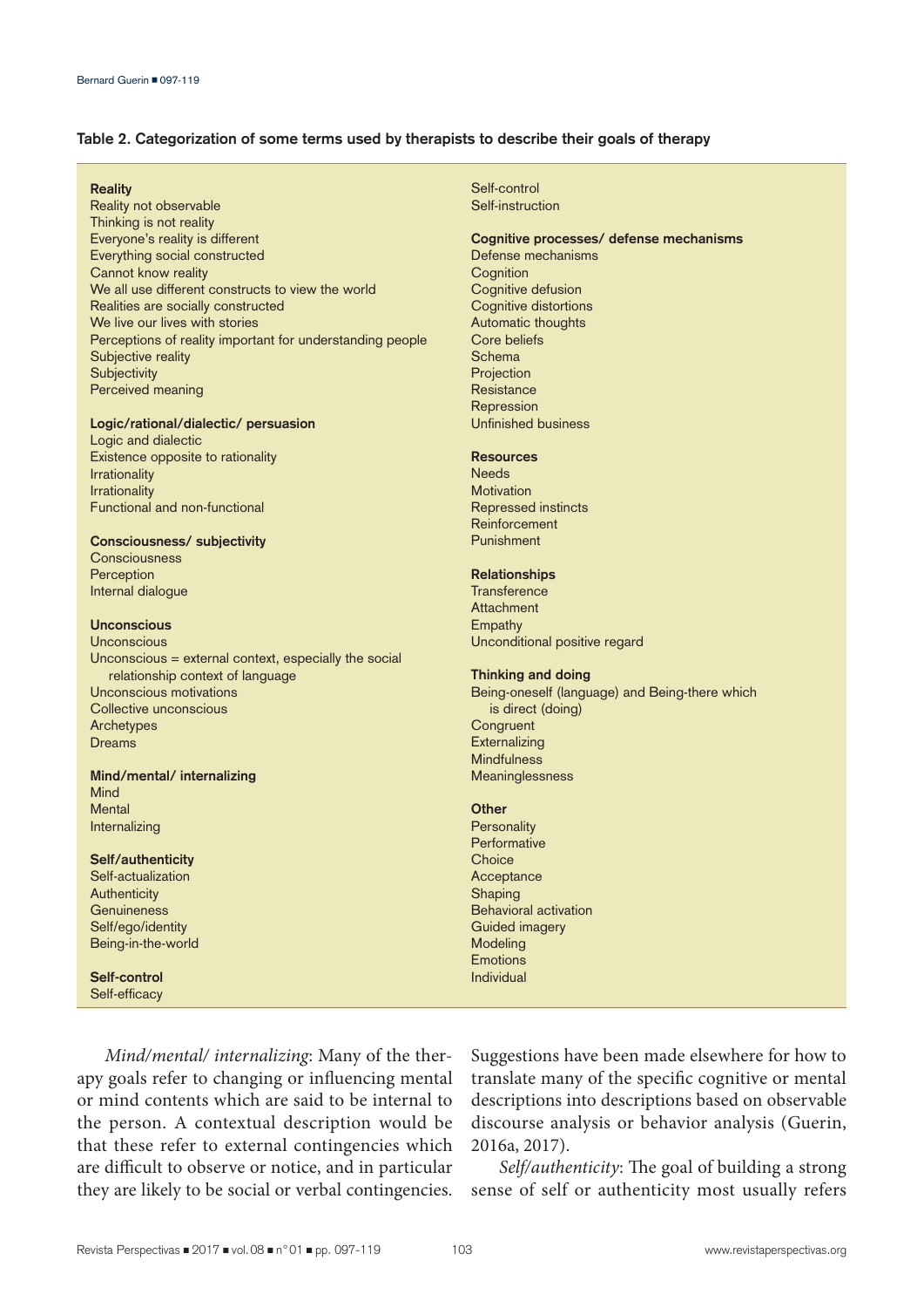**Table 2. Categorization of some terms used by therapists to describe their goals of therapy**

| | |
|---|---|
| **Reality** | Self-control |
| Reality not observable | Self-instruction |
| Thinking is not reality | |
| Everyone's reality is different | **Cognitive processes/ defense mechanisms** |
| Everything social constructed | Defense mechanisms |
| Cannot know reality | Cognition |
| We all use different constructs to view the world | Cognitive defusion |
| Realities are socially constructed | Cognitive distortions |
| We live our lives with stories | Automatic thoughts |
| Perceptions of reality important for understanding people | Core beliefs |
| Subjective reality | Schema |
| Subjectivity | Projection |
| Perceived meaning | Resistance |
| | Repression |
| **Logic/rational/dialectic/ persuasion** | Unfinished business |
| Logic and dialectic | |
| Existence opposite to rationality | **Resources** |
| Irrationality | Needs |
| Irrationality | Motivation |
| Functional and non-functional | Repressed instincts |
| | Reinforcement |
| **Consciousness/ subjectivity** | Punishment |
| Consciousness | |
| Perception | **Relationships** |
| Internal dialogue | Transference |
| | Attachment |
| **Unconscious** | Empathy |
| Unconscious | Unconditional positive regard |
| Unconscious = external context, especially the social relationship context of language | |
| Unconscious motivations | **Thinking and doing** |
| Collective unconscious | Being-oneself (language) and Being-there which is direct (doing) |
| Archetypes | Congruent |
| Dreams | Externalizing |
| | Mindfulness |
| **Mind/mental/ internalizing** | Meaninglessness |
| Mind | |
| Mental | **Other** |
| Internalizing | Personality |
| | Performative |
| **Self/authenticity** | Choice |
| Self-actualization | Acceptance |
| Authenticity | Shaping |
| Genuineness | Behavioral activation |
| Self/ego/identity | Guided imagery |
| Being-in-the-world | Modeling |
| | Emotions |
| **Self-control** | Individual |
| Self-efficacy | |

*Mind/mental/ internalizing*: Many of the therapy goals refer to changing or influencing mental or mind contents which are said to be internal to the person. A contextual description would be that these refer to external contingencies which are difficult to observe or notice, and in particular they are likely to be social or verbal contingencies. Suggestions have been made elsewhere for how to translate many of the specific cognitive or mental descriptions into descriptions based on observable discourse analysis or behavior analysis (Guerin, 2016a, 2017).

*Self/authenticity*: The goal of building a strong sense of self or authenticity most usually refers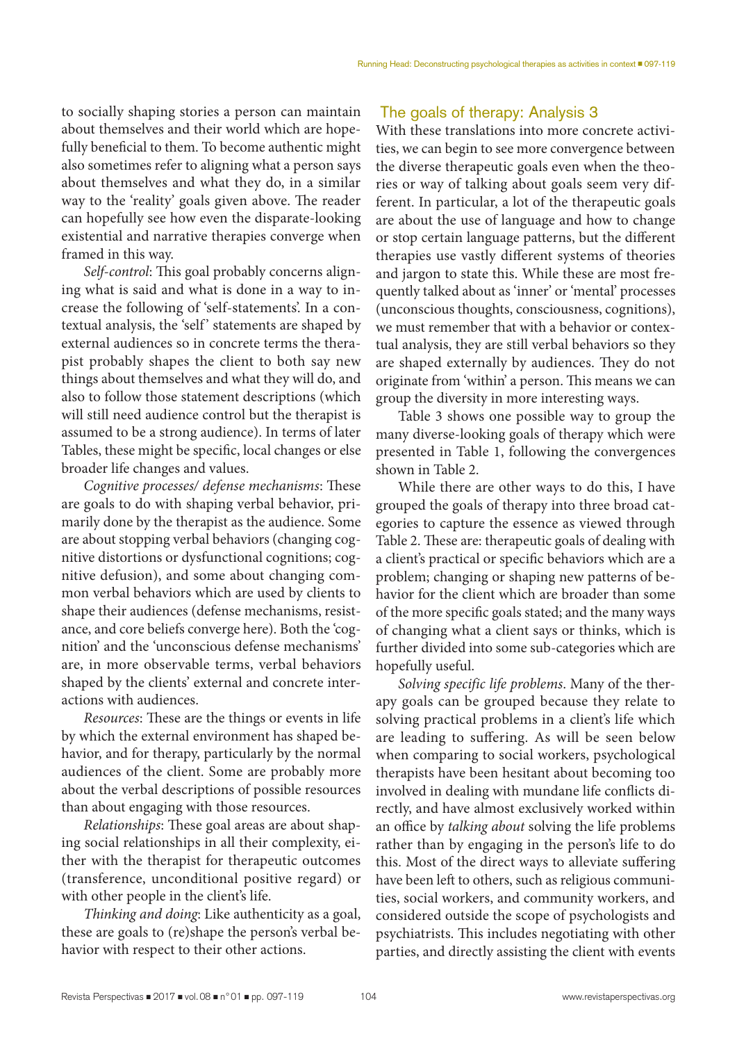to socially shaping stories a person can maintain about themselves and their world which are hopefully beneficial to them. To become authentic might also sometimes refer to aligning what a person says about themselves and what they do, in a similar way to the 'reality' goals given above. The reader can hopefully see how even the disparate-looking existential and narrative therapies converge when framed in this way.

*Self-control*: This goal probably concerns aligning what is said and what is done in a way to increase the following of 'self-statements'. In a contextual analysis, the 'self' statements are shaped by external audiences so in concrete terms the therapist probably shapes the client to both say new things about themselves and what they will do, and also to follow those statement descriptions (which will still need audience control but the therapist is assumed to be a strong audience). In terms of later Tables, these might be specific, local changes or else broader life changes and values.

*Cognitive processes/ defense mechanisms*: These are goals to do with shaping verbal behavior, primarily done by the therapist as the audience. Some are about stopping verbal behaviors (changing cognitive distortions or dysfunctional cognitions; cognitive defusion), and some about changing common verbal behaviors which are used by clients to shape their audiences (defense mechanisms, resistance, and core beliefs converge here). Both the 'cognition' and the 'unconscious defense mechanisms' are, in more observable terms, verbal behaviors shaped by the clients' external and concrete interactions with audiences.

*Resources*: These are the things or events in life by which the external environment has shaped behavior, and for therapy, particularly by the normal audiences of the client. Some are probably more about the verbal descriptions of possible resources than about engaging with those resources.

*Relationships*: These goal areas are about shaping social relationships in all their complexity, either with the therapist for therapeutic outcomes (transference, unconditional positive regard) or with other people in the client's life.

*Thinking and doing*: Like authenticity as a goal, these are goals to (re)shape the person's verbal behavior with respect to their other actions.

## The goals of therapy: Analysis 3

With these translations into more concrete activities, we can begin to see more convergence between the diverse therapeutic goals even when the theories or way of talking about goals seem very different. In particular, a lot of the therapeutic goals are about the use of language and how to change or stop certain language patterns, but the different therapies use vastly different systems of theories and jargon to state this. While these are most frequently talked about as 'inner' or 'mental' processes (unconscious thoughts, consciousness, cognitions), we must remember that with a behavior or contextual analysis, they are still verbal behaviors so they are shaped externally by audiences. They do not originate from 'within' a person. This means we can group the diversity in more interesting ways.

Table 3 shows one possible way to group the many diverse-looking goals of therapy which were presented in Table 1, following the convergences shown in Table 2.

While there are other ways to do this, I have grouped the goals of therapy into three broad categories to capture the essence as viewed through Table 2. These are: therapeutic goals of dealing with a client's practical or specific behaviors which are a problem; changing or shaping new patterns of behavior for the client which are broader than some of the more specific goals stated; and the many ways of changing what a client says or thinks, which is further divided into some sub-categories which are hopefully useful.

*Solving specific life problems*. Many of the therapy goals can be grouped because they relate to solving practical problems in a client's life which are leading to suffering. As will be seen below when comparing to social workers, psychological therapists have been hesitant about becoming too involved in dealing with mundane life conflicts directly, and have almost exclusively worked within an office by *talking about* solving the life problems rather than by engaging in the person's life to do this. Most of the direct ways to alleviate suffering have been left to others, such as religious communities, social workers, and community workers, and considered outside the scope of psychologists and psychiatrists. This includes negotiating with other parties, and directly assisting the client with events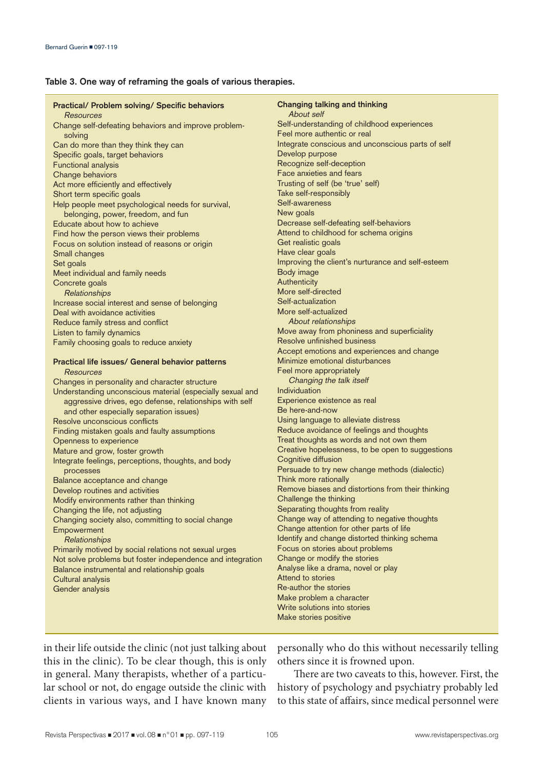**Table 3. One way of reframing the goals of various therapies.**

| Practical/ Problem solving/ Specific behaviors | Changing talking and thinking |
|---|---|
| *Resources* | *About self* |
| Change self-defeating behaviors and improve problem-solving | Self-understanding of childhood experiences |
| Can do more than they think they can | Feel more authentic or real |
| Specific goals, target behaviors | Integrate conscious and unconscious parts of self |
| Functional analysis | Develop purpose |
| Change behaviors | Recognize self-deception |
| Act more efficiently and effectively | Face anxieties and fears |
| Short term specific goals | Trusting of self (be 'true' self) |
| Help people meet psychological needs for survival, belonging, power, freedom, and fun | Take self-responsibly |
| Educate about how to achieve | Self-awareness |
| Find how the person views their problems | New goals |
| Focus on solution instead of reasons or origin | Decrease self-defeating self-behaviors |
| Small changes | Attend to childhood for schema origins |
| Set goals | Get realistic goals |
| Meet individual and family needs | Have clear goals |
| Concrete goals | Improving the client's nurturance and self-esteem |
| *Relationships* | Body image |
| Increase social interest and sense of belonging | Authenticity |
| Deal with avoidance activities | More self-directed |
| Reduce family stress and conflict | Self-actualization |
| Listen to family dynamics | More self-actualized |
| Family choosing goals to reduce anxiety | *About relationships* |
| | Move away from phoniness and superficiality |
| **Practical life issues/ General behavior patterns** | Resolve unfinished business |
| *Resources* | Accept emotions and experiences and change |
| Changes in personality and character structure | Minimize emotional disturbances |
| Understanding unconscious material (especially sexual and aggressive drives, ego defense, relationships with self and other especially separation issues) | Feel more appropriately |
| Resolve unconscious conflicts | *Changing the talk itself* |
| Finding mistaken goals and faulty assumptions | Individuation |
| Openness to experience | Experience existence as real |
| Mature and grow, foster growth | Be here-and-now |
| Integrate feelings, perceptions, thoughts, and body processes | Using language to alleviate distress |
| Balance acceptance and change | Reduce avoidance of feelings and thoughts |
| Develop routines and activities | Treat thoughts as words and not own them |
| Modify environments rather than thinking | Creative hopelessness, to be open to suggestions |
| Changing the life, not adjusting | Cognitive diffusion |
| Changing society also, committing to social change | Persuade to try new change methods (dialectic) |
| Empowerment | Think more rationally |
| *Relationships* | Remove biases and distortions from their thinking |
| Primarily motivated by social relations not sexual urges | Challenge the thinking |
| Not solve problems but foster independence and integration | Separating thoughts from reality |
| Balance instrumental and relationship goals | Change way of attending to negative thoughts |
| Cultural analysis | Change attention for other parts of life |
| Gender analysis | Identify and change distorted thinking schema |
| | Focus on stories about problems |
| | Change or modify the stories |
| | Analyse like a drama, novel or play |
| | Attend to stories |
| | Re-author the stories |
| | Make problem a character |
| | Write solutions into stories |
| | Make stories positive |

in their life outside the clinic (not just talking about this in the clinic). To be clear though, this is only in general. Many therapists, whether of a particular school or not, do engage outside the clinic with clients in various ways, and I have known many personally who do this without necessarily telling others since it is frowned upon.

There are two caveats to this, however. First, the history of psychology and psychiatry probably led to this state of affairs, since medical personnel were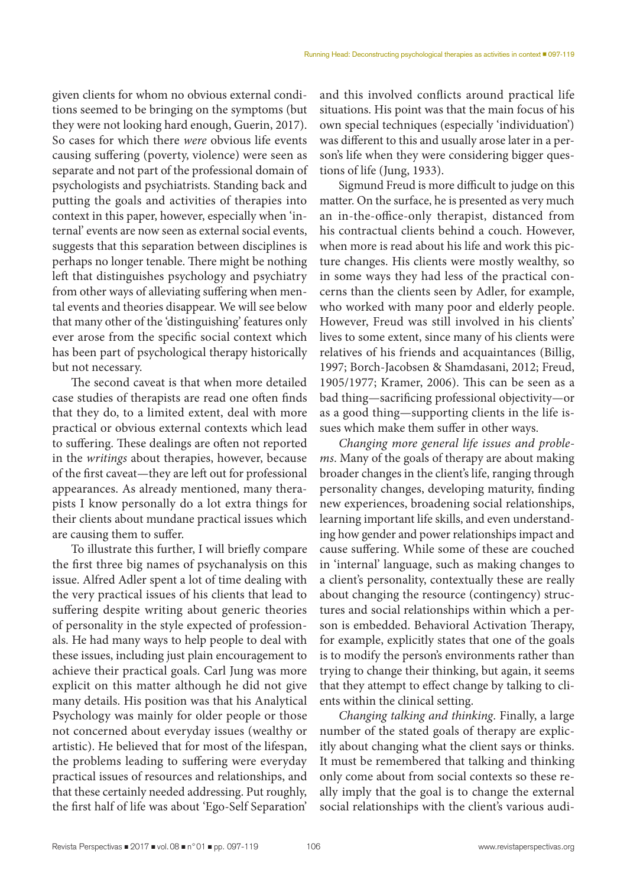given clients for whom no obvious external conditions seemed to be bringing on the symptoms (but they were not looking hard enough, Guerin, 2017). So cases for which there *were* obvious life events causing suffering (poverty, violence) were seen as separate and not part of the professional domain of psychologists and psychiatrists. Standing back and putting the goals and activities of therapies into context in this paper, however, especially when 'internal' events are now seen as external social events, suggests that this separation between disciplines is perhaps no longer tenable. There might be nothing left that distinguishes psychology and psychiatry from other ways of alleviating suffering when mental events and theories disappear. We will see below that many other of the 'distinguishing' features only ever arose from the specific social context which has been part of psychological therapy historically but not necessary.

The second caveat is that when more detailed case studies of therapists are read one often finds that they do, to a limited extent, deal with more practical or obvious external contexts which lead to suffering. These dealings are often not reported in the *writings* about therapies, however, because of the first caveat—they are left out for professional appearances. As already mentioned, many therapists I know personally do a lot extra things for their clients about mundane practical issues which are causing them to suffer.

To illustrate this further, I will briefly compare the first three big names of psychanalysis on this issue. Alfred Adler spent a lot of time dealing with the very practical issues of his clients that lead to suffering despite writing about generic theories of personality in the style expected of professionals. He had many ways to help people to deal with these issues, including just plain encouragement to achieve their practical goals. Carl Jung was more explicit on this matter although he did not give many details. His position was that his Analytical Psychology was mainly for older people or those not concerned about everyday issues (wealthy or artistic). He believed that for most of the lifespan, the problems leading to suffering were everyday practical issues of resources and relationships, and that these certainly needed addressing. Put roughly, the first half of life was about 'Ego-Self Separation' and this involved conflicts around practical life situations. His point was that the main focus of his own special techniques (especially 'individuation') was different to this and usually arose later in a person's life when they were considering bigger questions of life (Jung, 1933).

Sigmund Freud is more difficult to judge on this matter. On the surface, he is presented as very much an in-the-office-only therapist, distanced from his contractual clients behind a couch. However, when more is read about his life and work this picture changes. His clients were mostly wealthy, so in some ways they had less of the practical concerns than the clients seen by Adler, for example, who worked with many poor and elderly people. However, Freud was still involved in his clients' lives to some extent, since many of his clients were relatives of his friends and acquaintances (Billig, 1997; Borch-Jacobsen & Shamdasani, 2012; Freud, 1905/1977; Kramer, 2006). This can be seen as a bad thing—sacrificing professional objectivity—or as a good thing—supporting clients in the life issues which make them suffer in other ways.

*Changing more general life issues and problems*. Many of the goals of therapy are about making broader changes in the client's life, ranging through personality changes, developing maturity, finding new experiences, broadening social relationships, learning important life skills, and even understanding how gender and power relationships impact and cause suffering. While some of these are couched in 'internal' language, such as making changes to a client's personality, contextually these are really about changing the resource (contingency) structures and social relationships within which a person is embedded. Behavioral Activation Therapy, for example, explicitly states that one of the goals is to modify the person's environments rather than trying to change their thinking, but again, it seems that they attempt to effect change by talking to clients within the clinical setting.

*Changing talking and thinking*. Finally, a large number of the stated goals of therapy are explicitly about changing what the client says or thinks. It must be remembered that talking and thinking only come about from social contexts so these really imply that the goal is to change the external social relationships with the client's various audi-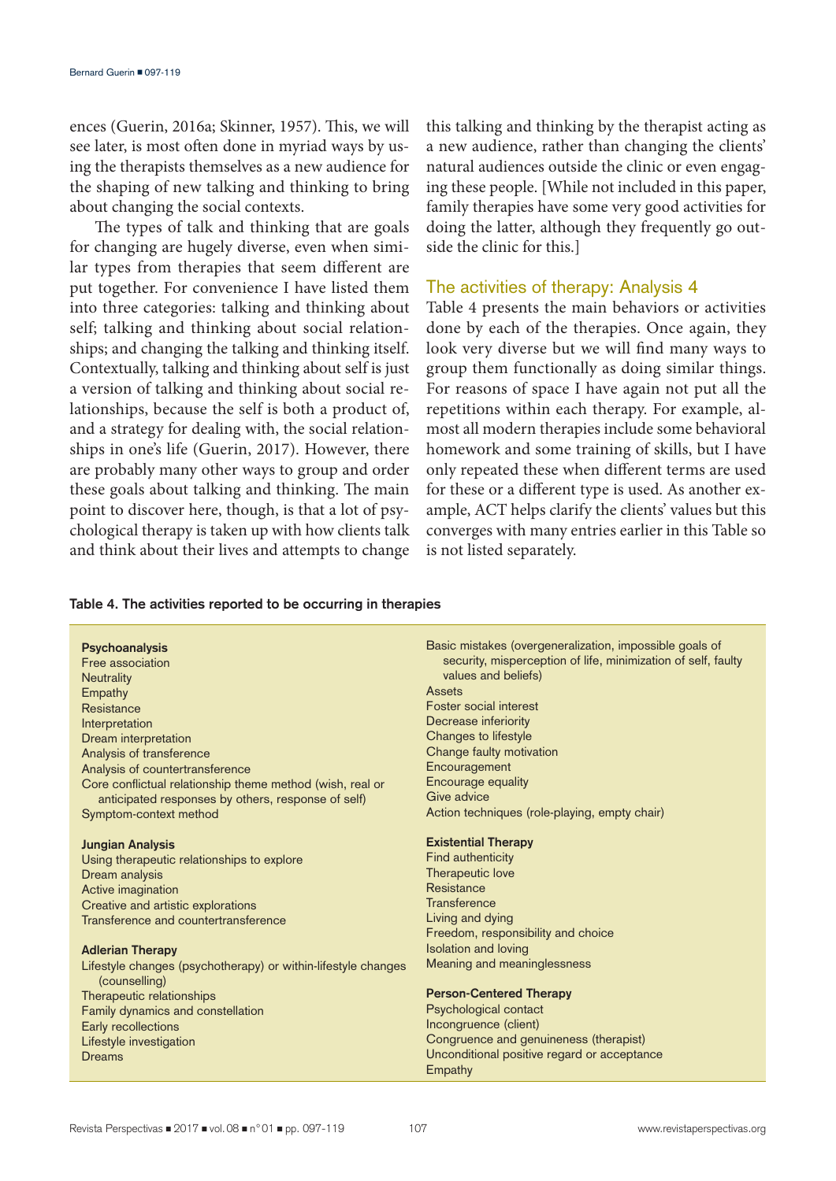ences (Guerin, 2016a; Skinner, 1957). This, we will see later, is most often done in myriad ways by using the therapists themselves as a new audience for the shaping of new talking and thinking to bring about changing the social contexts.

The types of talk and thinking that are goals for changing are hugely diverse, even when similar types from therapies that seem different are put together. For convenience I have listed them into three categories: talking and thinking about self; talking and thinking about social relationships; and changing the talking and thinking itself. Contextually, talking and thinking about self is just a version of talking and thinking about social relationships, because the self is both a product of, and a strategy for dealing with, the social relationships in one's life (Guerin, 2017). However, there are probably many other ways to group and order these goals about talking and thinking. The main point to discover here, though, is that a lot of psychological therapy is taken up with how clients talk and think about their lives and attempts to change this talking and thinking by the therapist acting as a new audience, rather than changing the clients' natural audiences outside the clinic or even engaging these people. [While not included in this paper, family therapies have some very good activities for doing the latter, although they frequently go outside the clinic for this.]

## The activities of therapy: Analysis 4

Table 4 presents the main behaviors or activities done by each of the therapies. Once again, they look very diverse but we will find many ways to group them functionally as doing similar things. For reasons of space I have again not put all the repetitions within each therapy. For example, almost all modern therapies include some behavioral homework and some training of skills, but I have only repeated these when different terms are used for these or a different type is used. As another example, ACT helps clarify the clients' values but this converges with many entries earlier in this Table so is not listed separately.

**Table 4. The activities reported to be occurring in therapies**

**Psychoanalysis**
- Free association
- Neutrality
- Empathy
- Resistance
- Interpretation
- Dream interpretation
- Analysis of transference
- Analysis of countertransference
- Core conflictual relationship theme method (wish, real or anticipated responses by others, response of self)
- Symptom-context method

**Jungian Analysis**
- Using therapeutic relationships to explore
- Dream analysis
- Active imagination
- Creative and artistic explorations
- Transference and countertransference

**Adlerian Therapy**
- Lifestyle changes (psychotherapy) or within-lifestyle changes (counselling)
- Therapeutic relationships
- Family dynamics and constellation
- Early recollections
- Lifestyle investigation
- Dreams
- Basic mistakes (overgeneralization, impossible goals of security, misperception of life, minimization of self, faulty values and beliefs)
- Assets
- Foster social interest
- Decrease inferiority
- Changes to lifestyle
- Change faulty motivation
- Encouragement
- Encourage equality
- Give advice
- Action techniques (role-playing, empty chair)

**Existential Therapy**
- Find authenticity
- Therapeutic love
- Resistance
- Transference
- Living and dying
- Freedom, responsibility and choice
- Isolation and loving
- Meaning and meaninglessness

**Person-Centered Therapy**
- Psychological contact
- Incongruence (client)
- Congruence and genuineness (therapist)
- Unconditional positive regard or acceptance
- Empathy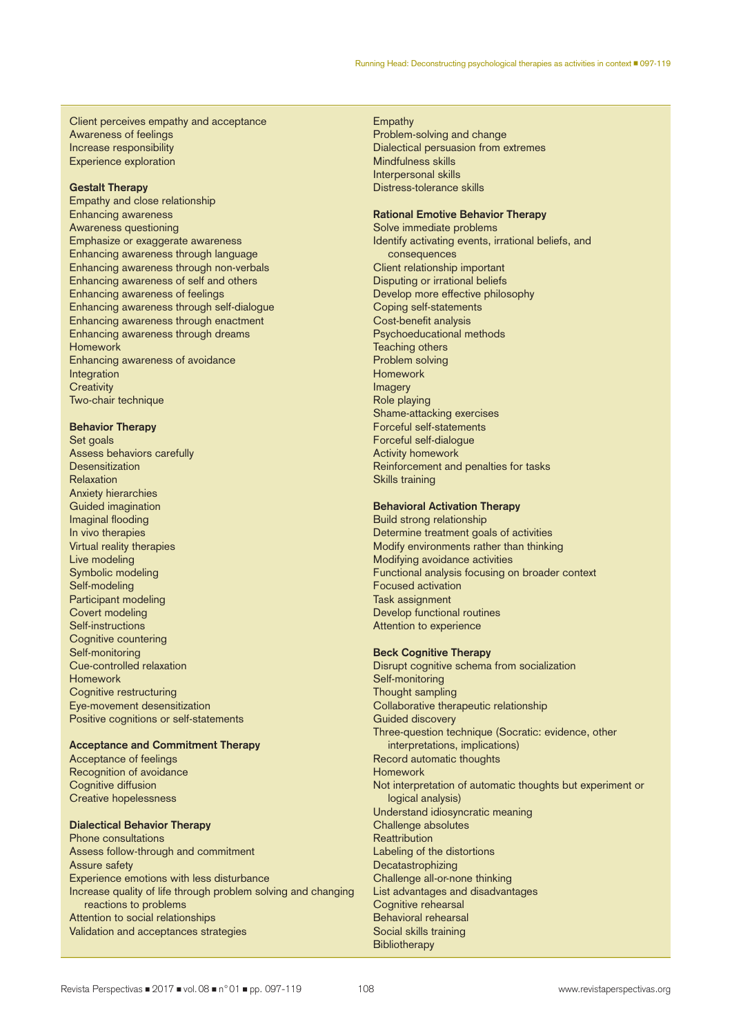Client perceives empathy and acceptance
Awareness of feelings
Increase responsibility
Experience exploration

**Gestalt Therapy**
Empathy and close relationship
Enhancing awareness
Awareness questioning
Emphasize or exaggerate awareness
Enhancing awareness through language
Enhancing awareness through non-verbals
Enhancing awareness of self and others
Enhancing awareness of feelings
Enhancing awareness through self-dialogue
Enhancing awareness through enactment
Enhancing awareness through dreams
Homework
Enhancing awareness of avoidance
Integration
Creativity
Two-chair technique

**Behavior Therapy**
Set goals
Assess behaviors carefully
Desensitization
Relaxation
Anxiety hierarchies
Guided imagination
Imaginal flooding
In vivo therapies
Virtual reality therapies
Live modeling
Symbolic modeling
Self-modeling
Participant modeling
Covert modeling
Self-instructions
Cognitive countering
Self-monitoring
Cue-controlled relaxation
Homework
Cognitive restructuring
Eye-movement desensitization
Positive cognitions or self-statements

**Acceptance and Commitment Therapy**
Acceptance of feelings
Recognition of avoidance
Cognitive diffusion
Creative hopelessness

**Dialectical Behavior Therapy**
Phone consultations
Assess follow-through and commitment
Assure safety
Experience emotions with less disturbance
Increase quality of life through problem solving and changing reactions to problems
Attention to social relationships
Validation and acceptances strategies
Empathy
Problem-solving and change
Dialectical persuasion from extremes
Mindfulness skills
Interpersonal skills
Distress-tolerance skills

**Rational Emotive Behavior Therapy**
Solve immediate problems
Identify activating events, irrational beliefs, and consequences
Client relationship important
Disputing or irrational beliefs
Develop more effective philosophy
Coping self-statements
Cost-benefit analysis
Psychoeducational methods
Teaching others
Problem solving
Homework
Imagery
Role playing
Shame-attacking exercises
Forceful self-statements
Forceful self-dialogue
Activity homework
Reinforcement and penalties for tasks
Skills training

**Behavioral Activation Therapy**
Build strong relationship
Determine treatment goals of activities
Modify environments rather than thinking
Modifying avoidance activities
Functional analysis focusing on broader context
Focused activation
Task assignment
Develop functional routines
Attention to experience

**Beck Cognitive Therapy**
Disrupt cognitive schema from socialization
Self-monitoring
Thought sampling
Collaborative therapeutic relationship
Guided discovery
Three-question technique (Socratic: evidence, other interpretations, implications)
Record automatic thoughts
Homework
Not interpretation of automatic thoughts but experiment or logical analysis)
Understand idiosyncratic meaning
Challenge absolutes
Reattribution
Labeling of the distortions
Decatastrophizing
Challenge all-or-none thinking
List advantages and disadvantages
Cognitive rehearsal
Behavioral rehearsal
Social skills training
Bibliotherapy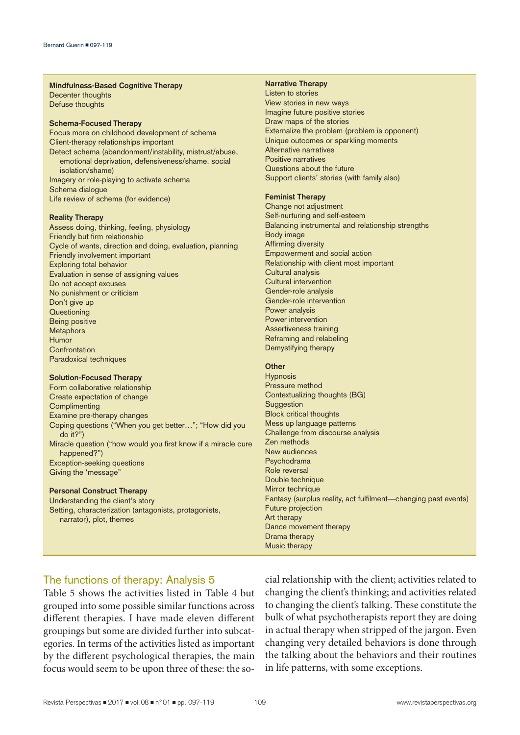**Mindfulness-Based Cognitive Therapy**
Decenter thoughts
Defuse thoughts

**Schema-Focused Therapy**
Focus more on childhood development of schema
Client-therapy relationships important
Detect schema (abandonment/instability, mistrust/abuse, emotional deprivation, defensiveness/shame, social isolation/shame)
Imagery or role-playing to activate schema
Schema dialogue
Life review of schema (for evidence)

**Reality Therapy**
Assess doing, thinking, feeling, physiology
Friendly but firm relationship
Cycle of wants, direction and doing, evaluation, planning
Friendly involvement important
Exploring total behavior
Evaluation in sense of assigning values
Do not accept excuses
No punishment or criticism
Don't give up
Questioning
Being positive
Metaphors
Humor
Confrontation
Paradoxical techniques

**Solution-Focused Therapy**
Form collaborative relationship
Create expectation of change
Complimenting
Examine pre-therapy changes
Coping questions ("When you get better…"; "How did you do it?")
Miracle question ("how would you first know if a miracle cure happened?")
Exception-seeking questions
Giving the 'message"

**Personal Construct Therapy**
Understanding the client's story
Setting, characterization (antagonists, protagonists, narrator), plot, themes

**Narrative Therapy**
Listen to stories
View stories in new ways
Imagine future positive stories
Draw maps of the stories
Externalize the problem (problem is opponent)
Unique outcomes or sparkling moments
Alternative narratives
Positive narratives
Questions about the future
Support clients' stories (with family also)

**Feminist Therapy**
Change not adjustment
Self-nurturing and self-esteem
Balancing instrumental and relationship strengths
Body image
Affirming diversity
Empowerment and social action
Relationship with client most important
Cultural analysis
Cultural intervention
Gender-role analysis
Gender-role intervention
Power analysis
Power intervention
Assertiveness training
Reframing and relabeling
Demystifying therapy

**Other**
Hypnosis
Pressure method
Contextualizing thoughts (BG)
Suggestion
Block critical thoughts
Mess up language patterns
Challenge from discourse analysis
Zen methods
New audiences
Psychodrama
Role reversal
Double technique
Mirror technique
Fantasy (surplus reality, act fulfilment—changing past events)
Future projection
Art therapy
Dance movement therapy
Drama therapy
Music therapy

## The functions of therapy: Analysis 5

Table 5 shows the activities listed in Table 4 but grouped into some possible similar functions across different therapies. I have made eleven different groupings but some are divided further into subcategories. In terms of the activities listed as important by the different psychological therapies, the main focus would seem to be upon three of these: the social relationship with the client; activities related to changing the client's thinking; and activities related to changing the client's talking. These constitute the bulk of what psychotherapists report they are doing in actual therapy when stripped of the jargon. Even changing very detailed behaviors is done through the talking about the behaviors and their routines in life patterns, with some exceptions.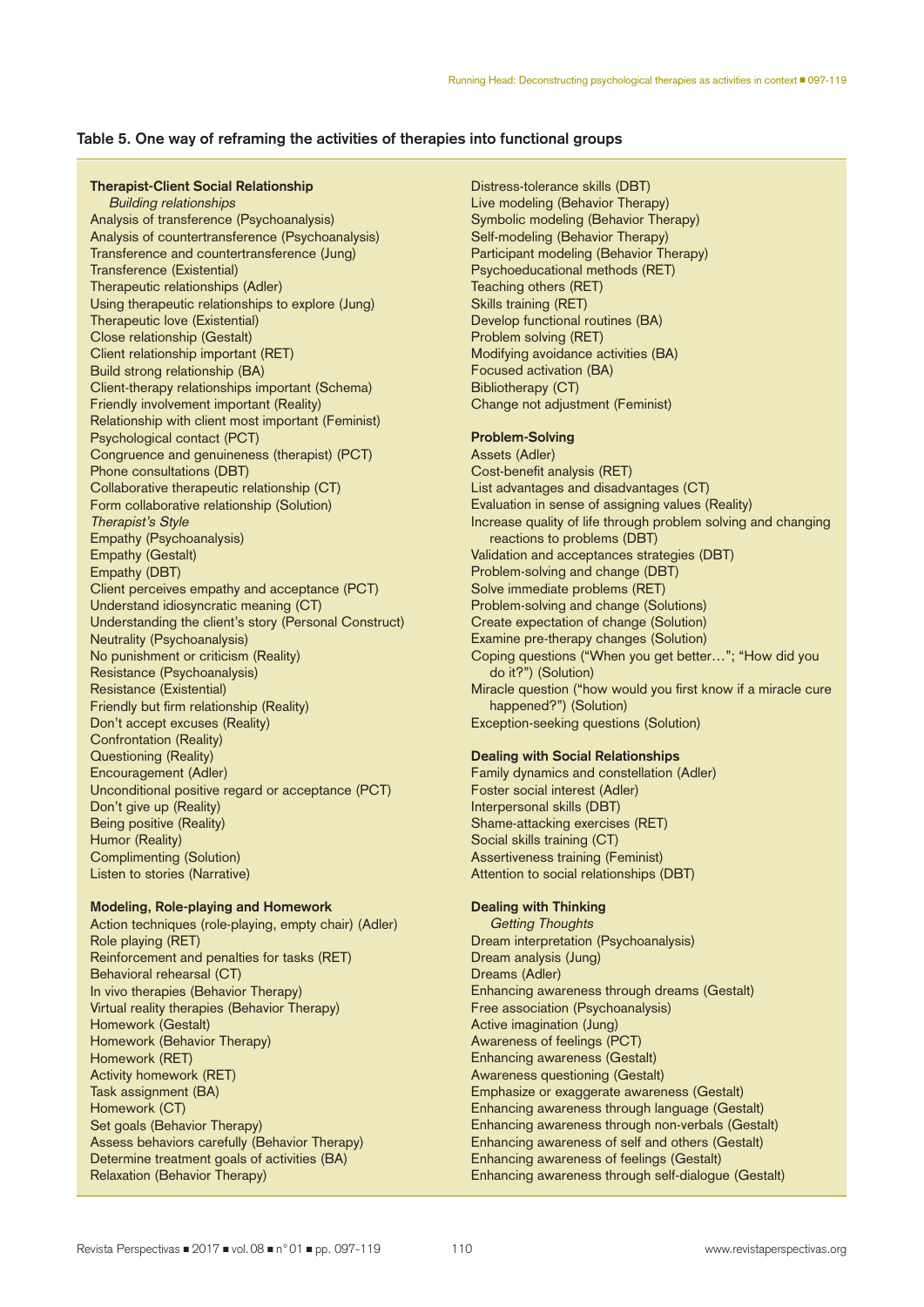**Table 5. One way of reframing the activities of therapies into functional groups**

**Therapist-Client Social Relationship**

*Building relationships*

Analysis of transference (Psychoanalysis)
Analysis of countertransference (Psychoanalysis)
Transference and countertransference (Jung)
Transference (Existential)
Therapeutic relationships (Adler)
Using therapeutic relationships to explore (Jung)
Therapeutic love (Existential)
Close relationship (Gestalt)
Client relationship important (RET)
Build strong relationship (BA)
Client-therapy relationships important (Schema)
Friendly involvement important (Reality)
Relationship with client most important (Feminist)
Psychological contact (PCT)
Congruence and genuineness (therapist) (PCT)
Phone consultations (DBT)
Collaborative therapeutic relationship (CT)
Form collaborative relationship (Solution)

*Therapist's Style*

Empathy (Psychoanalysis)
Empathy (Gestalt)
Empathy (DBT)
Client perceives empathy and acceptance (PCT)
Understand idiosyncratic meaning (CT)
Understanding the client's story (Personal Construct)
Neutrality (Psychoanalysis)
No punishment or criticism (Reality)
Resistance (Psychoanalysis)
Resistance (Existential)
Friendly but firm relationship (Reality)
Don't accept excuses (Reality)
Confrontation (Reality)
Questioning (Reality)
Encouragement (Adler)
Unconditional positive regard or acceptance (PCT)
Don't give up (Reality)
Being positive (Reality)
Humor (Reality)
Complimenting (Solution)
Listen to stories (Narrative)

**Modeling, Role-playing and Homework**

Action techniques (role-playing, empty chair) (Adler)
Role playing (RET)
Reinforcement and penalties for tasks (RET)
Behavioral rehearsal (CT)
In vivo therapies (Behavior Therapy)
Virtual reality therapies (Behavior Therapy)
Homework (Gestalt)
Homework (Behavior Therapy)
Homework (RET)
Activity homework (RET)
Task assignment (BA)
Homework (CT)
Set goals (Behavior Therapy)
Assess behaviors carefully (Behavior Therapy)
Determine treatment goals of activities (BA)
Relaxation (Behavior Therapy)
Distress-tolerance skills (DBT)
Live modeling (Behavior Therapy)
Symbolic modeling (Behavior Therapy)
Self-modeling (Behavior Therapy)
Participant modeling (Behavior Therapy)
Psychoeducational methods (RET)
Teaching others (RET)
Skills training (RET)
Develop functional routines (BA)
Problem solving (RET)
Modifying avoidance activities (BA)
Focused activation (BA)
Bibliotherapy (CT)
Change not adjustment (Feminist)

**Problem-Solving**

Assets (Adler)
Cost-benefit analysis (RET)
List advantages and disadvantages (CT)
Evaluation in sense of assigning values (Reality)
Increase quality of life through problem solving and changing reactions to problems (DBT)
Validation and acceptances strategies (DBT)
Problem-solving and change (DBT)
Solve immediate problems (RET)
Problem-solving and change (Solutions)
Create expectation of change (Solution)
Examine pre-therapy changes (Solution)
Coping questions ("When you get better…"; "How did you do it?") (Solution)
Miracle question ("how would you first know if a miracle cure happened?") (Solution)
Exception-seeking questions (Solution)

**Dealing with Social Relationships**

Family dynamics and constellation (Adler)
Foster social interest (Adler)
Interpersonal skills (DBT)
Shame-attacking exercises (RET)
Social skills training (CT)
Assertiveness training (Feminist)
Attention to social relationships (DBT)

**Dealing with Thinking**

*Getting Thoughts*

Dream interpretation (Psychoanalysis)
Dream analysis (Jung)
Dreams (Adler)
Enhancing awareness through dreams (Gestalt)
Free association (Psychoanalysis)
Active imagination (Jung)
Awareness of feelings (PCT)
Enhancing awareness (Gestalt)
Awareness questioning (Gestalt)
Emphasize or exaggerate awareness (Gestalt)
Enhancing awareness through language (Gestalt)
Enhancing awareness through non-verbals (Gestalt)
Enhancing awareness of self and others (Gestalt)
Enhancing awareness of feelings (Gestalt)
Enhancing awareness through self-dialogue (Gestalt)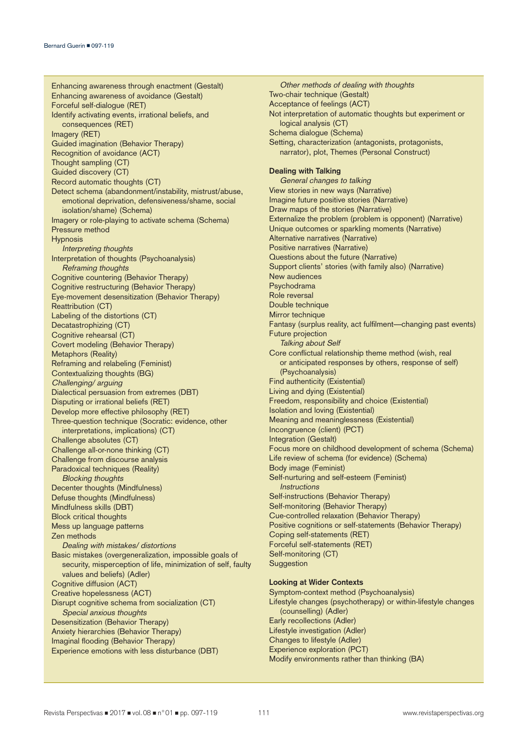Enhancing awareness through enactment (Gestalt)
Enhancing awareness of avoidance (Gestalt)
Forceful self-dialogue (RET)
Identify activating events, irrational beliefs, and consequences (RET)
Imagery (RET)
Guided imagination (Behavior Therapy)
Recognition of avoidance (ACT)
Thought sampling (CT)
Guided discovery (CT)
Record automatic thoughts (CT)
Detect schema (abandonment/instability, mistrust/abuse, emotional deprivation, defensiveness/shame, social isolation/shame) (Schema)
Imagery or role-playing to activate schema (Schema)
Pressure method
Hypnosis

*Interpreting thoughts*

Interpretation of thoughts (Psychoanalysis)

*Reframing thoughts*

Cognitive countering (Behavior Therapy)
Cognitive restructuring (Behavior Therapy)
Eye-movement desensitization (Behavior Therapy)
Reattribution (CT)
Labeling of the distortions (CT)
Decatastrophizing (CT)
Cognitive rehearsal (CT)
Covert modeling (Behavior Therapy)
Metaphors (Reality)
Reframing and relabeling (Feminist)
Contextualizing thoughts (BG)

*Challenging/ arguing*

Dialectical persuasion from extremes (DBT)
Disputing or irrational beliefs (RET)
Develop more effective philosophy (RET)
Three-question technique (Socratic: evidence, other interpretations, implications) (CT)
Challenge absolutes (CT)
Challenge all-or-none thinking (CT)
Challenge from discourse analysis
Paradoxical techniques (Reality)

*Blocking thoughts*

Decenter thoughts (Mindfulness)
Defuse thoughts (Mindfulness)
Mindfulness skills (DBT)
Block critical thoughts
Mess up language patterns
Zen methods

*Dealing with mistakes/ distortions*

Basic mistakes (overgeneralization, impossible goals of security, misperception of life, minimization of self, faulty values and beliefs) (Adler)
Cognitive diffusion (ACT)
Creative hopelessness (ACT)
Disrupt cognitive schema from socialization (CT)

*Special anxious thoughts*

Desensitization (Behavior Therapy)
Anxiety hierarchies (Behavior Therapy)
Imaginal flooding (Behavior Therapy)
Experience emotions with less disturbance (DBT)

*Other methods of dealing with thoughts*

Two-chair technique (Gestalt)
Acceptance of feelings (ACT)
Not interpretation of automatic thoughts but experiment or logical analysis (CT)
Schema dialogue (Schema)
Setting, characterization (antagonists, protagonists, narrator), plot, Themes (Personal Construct)

**Dealing with Talking**

*General changes to talking*

View stories in new ways (Narrative)
Imagine future positive stories (Narrative)
Draw maps of the stories (Narrative)
Externalize the problem (problem is opponent) (Narrative)
Unique outcomes or sparkling moments (Narrative)
Alternative narratives (Narrative)
Positive narratives (Narrative)
Questions about the future (Narrative)
Support clients' stories (with family also) (Narrative)
New audiences
Psychodrama
Role reversal
Double technique
Mirror technique
Fantasy (surplus reality, act fulfilment—changing past events)
Future projection

*Talking about Self*

Core conflictual relationship theme method (wish, real or anticipated responses by others, response of self) (Psychoanalysis)
Find authenticity (Existential)
Living and dying (Existential)
Freedom, responsibility and choice (Existential)
Isolation and loving (Existential)
Meaning and meaninglessness (Existential)
Incongruence (client) (PCT)
Integration (Gestalt)
Focus more on childhood development of schema (Schema)
Life review of schema (for evidence) (Schema)
Body image (Feminist)
Self-nurturing and self-esteem (Feminist)

*Instructions*

Self-instructions (Behavior Therapy)
Self-monitoring (Behavior Therapy)
Cue-controlled relaxation (Behavior Therapy)
Positive cognitions or self-statements (Behavior Therapy)
Coping self-statements (RET)
Forceful self-statements (RET)
Self-monitoring (CT)
Suggestion

**Looking at Wider Contexts**

Symptom-context method (Psychoanalysis)
Lifestyle changes (psychotherapy) or within-lifestyle changes (counselling) (Adler)
Early recollections (Adler)
Lifestyle investigation (Adler)
Changes to lifestyle (Adler)
Experience exploration (PCT)
Modify environments rather than thinking (BA)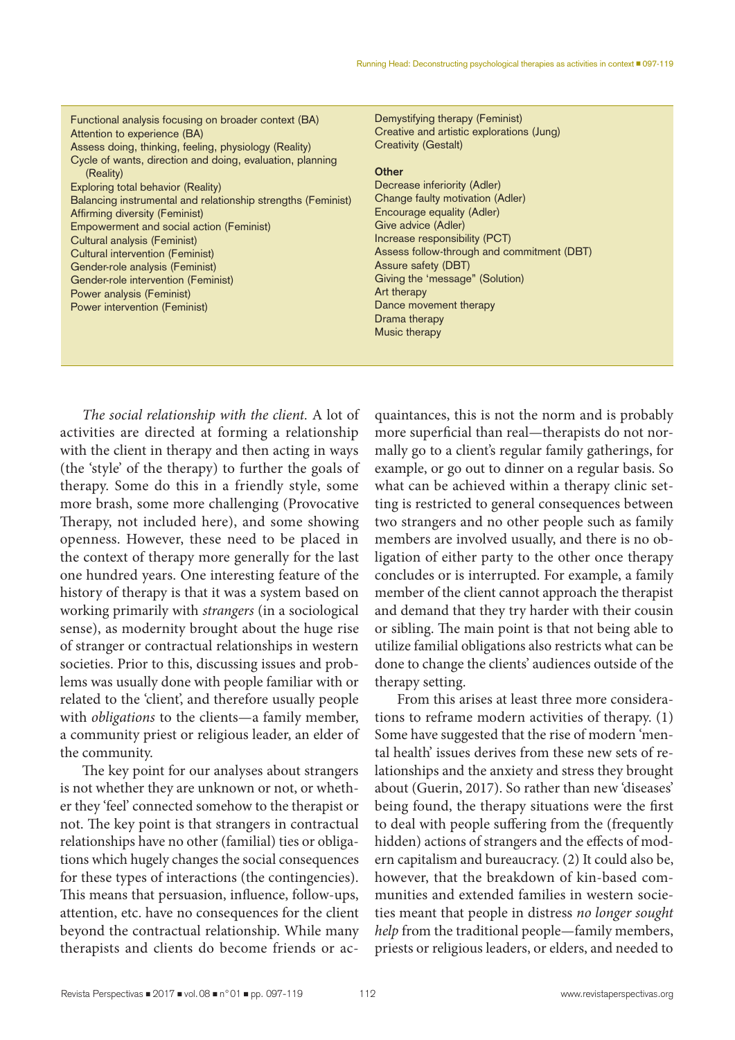Functional analysis focusing on broader context (BA)
Attention to experience (BA)
Assess doing, thinking, feeling, physiology (Reality)
Cycle of wants, direction and doing, evaluation, planning (Reality)
Exploring total behavior (Reality)
Balancing instrumental and relationship strengths (Feminist)
Affirming diversity (Feminist)
Empowerment and social action (Feminist)
Cultural analysis (Feminist)
Cultural intervention (Feminist)
Gender-role analysis (Feminist)
Gender-role intervention (Feminist)
Power analysis (Feminist)
Power intervention (Feminist)
Demystifying therapy (Feminist)
Creative and artistic explorations (Jung)
Creativity (Gestalt)

**Other**

Decrease inferiority (Adler)
Change faulty motivation (Adler)
Encourage equality (Adler)
Give advice (Adler)
Increase responsibility (PCT)
Assess follow-through and commitment (DBT)
Assure safety (DBT)
Giving the 'message" (Solution)
Art therapy
Dance movement therapy
Drama therapy
Music therapy

*The social relationship with the client.* A lot of activities are directed at forming a relationship with the client in therapy and then acting in ways (the 'style' of the therapy) to further the goals of therapy. Some do this in a friendly style, some more brash, some more challenging (Provocative Therapy, not included here), and some showing openness. However, these need to be placed in the context of therapy more generally for the last one hundred years. One interesting feature of the history of therapy is that it was a system based on working primarily with *strangers* (in a sociological sense), as modernity brought about the huge rise of stranger or contractual relationships in western societies. Prior to this, discussing issues and problems was usually done with people familiar with or related to the 'client', and therefore usually people with *obligations* to the clients—a family member, a community priest or religious leader, an elder of the community.

The key point for our analyses about strangers is not whether they are unknown or not, or whether they 'feel' connected somehow to the therapist or not. The key point is that strangers in contractual relationships have no other (familial) ties or obligations which hugely changes the social consequences for these types of interactions (the contingencies). This means that persuasion, influence, follow-ups, attention, etc. have no consequences for the client beyond the contractual relationship. While many therapists and clients do become friends or acquaintances, this is not the norm and is probably more superficial than real—therapists do not normally go to a client's regular family gatherings, for example, or go out to dinner on a regular basis. So what can be achieved within a therapy clinic setting is restricted to general consequences between two strangers and no other people such as family members are involved usually, and there is no obligation of either party to the other once therapy concludes or is interrupted. For example, a family member of the client cannot approach the therapist and demand that they try harder with their cousin or sibling. The main point is that not being able to utilize familial obligations also restricts what can be done to change the clients' audiences outside of the therapy setting.

From this arises at least three more considerations to reframe modern activities of therapy. (1) Some have suggested that the rise of modern 'mental health' issues derives from these new sets of relationships and the anxiety and stress they brought about (Guerin, 2017). So rather than new 'diseases' being found, the therapy situations were the first to deal with people suffering from the (frequently hidden) actions of strangers and the effects of modern capitalism and bureaucracy. (2) It could also be, however, that the breakdown of kin-based communities and extended families in western societies meant that people in distress *no longer sought help* from the traditional people—family members, priests or religious leaders, or elders, and needed to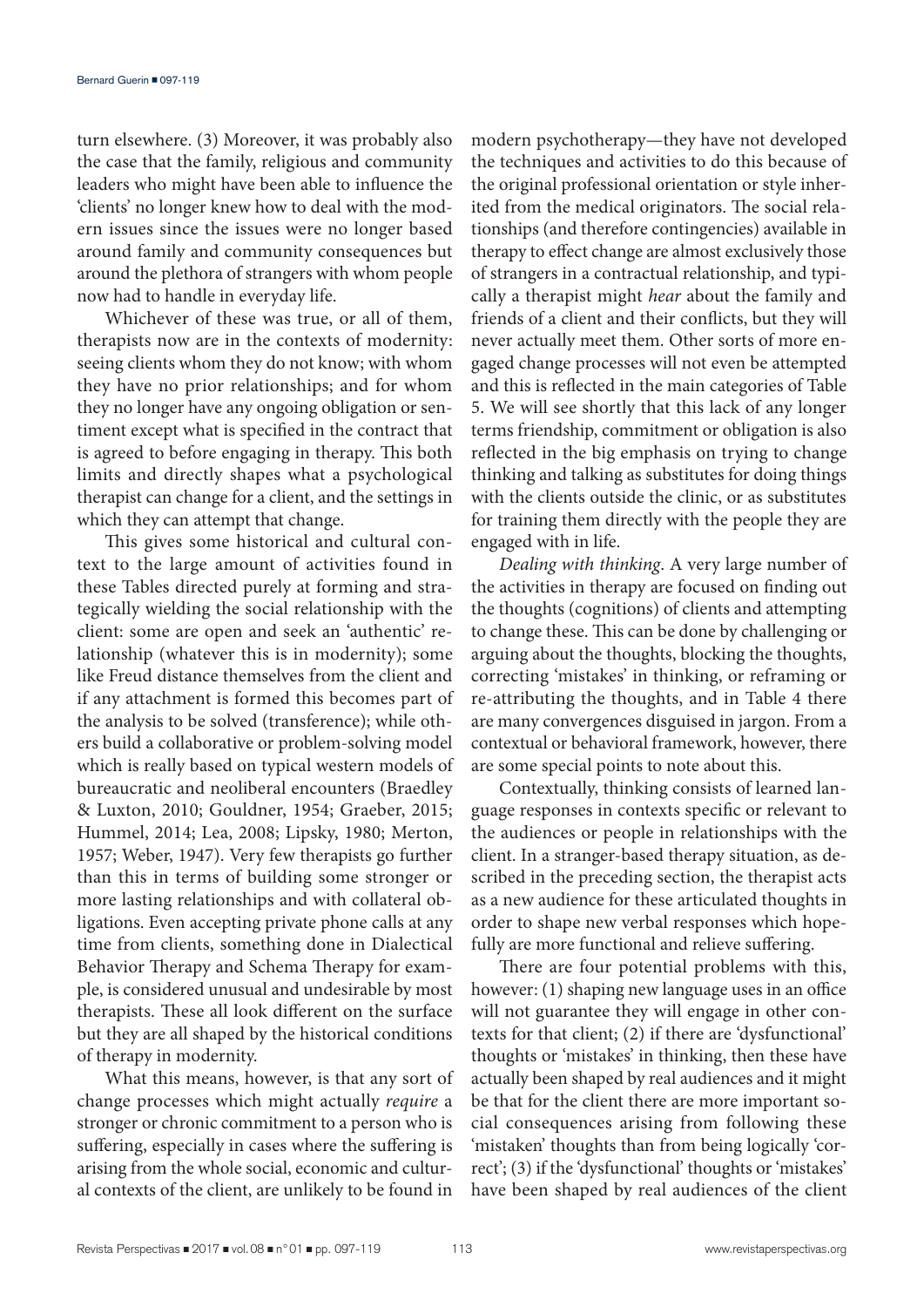turn elsewhere. (3) Moreover, it was probably also the case that the family, religious and community leaders who might have been able to influence the 'clients' no longer knew how to deal with the modern issues since the issues were no longer based around family and community consequences but around the plethora of strangers with whom people now had to handle in everyday life.

Whichever of these was true, or all of them, therapists now are in the contexts of modernity: seeing clients whom they do not know; with whom they have no prior relationships; and for whom they no longer have any ongoing obligation or sentiment except what is specified in the contract that is agreed to before engaging in therapy. This both limits and directly shapes what a psychological therapist can change for a client, and the settings in which they can attempt that change.

This gives some historical and cultural context to the large amount of activities found in these Tables directed purely at forming and strategically wielding the social relationship with the client: some are open and seek an 'authentic' relationship (whatever this is in modernity); some like Freud distance themselves from the client and if any attachment is formed this becomes part of the analysis to be solved (transference); while others build a collaborative or problem-solving model which is really based on typical western models of bureaucratic and neoliberal encounters (Braedley & Luxton, 2010; Gouldner, 1954; Graeber, 2015; Hummel, 2014; Lea, 2008; Lipsky, 1980; Merton, 1957; Weber, 1947). Very few therapists go further than this in terms of building some stronger or more lasting relationships and with collateral obligations. Even accepting private phone calls at any time from clients, something done in Dialectical Behavior Therapy and Schema Therapy for example, is considered unusual and undesirable by most therapists. These all look different on the surface but they are all shaped by the historical conditions of therapy in modernity.

What this means, however, is that any sort of change processes which might actually *require* a stronger or chronic commitment to a person who is suffering, especially in cases where the suffering is arising from the whole social, economic and cultural contexts of the client, are unlikely to be found in modern psychotherapy—they have not developed the techniques and activities to do this because of the original professional orientation or style inherited from the medical originators. The social relationships (and therefore contingencies) available in therapy to effect change are almost exclusively those of strangers in a contractual relationship, and typically a therapist might *hear* about the family and friends of a client and their conflicts, but they will never actually meet them. Other sorts of more engaged change processes will not even be attempted and this is reflected in the main categories of Table 5. We will see shortly that this lack of any longer terms friendship, commitment or obligation is also reflected in the big emphasis on trying to change thinking and talking as substitutes for doing things with the clients outside the clinic, or as substitutes for training them directly with the people they are engaged with in life.

*Dealing with thinking*. A very large number of the activities in therapy are focused on finding out the thoughts (cognitions) of clients and attempting to change these. This can be done by challenging or arguing about the thoughts, blocking the thoughts, correcting 'mistakes' in thinking, or reframing or re-attributing the thoughts, and in Table 4 there are many convergences disguised in jargon. From a contextual or behavioral framework, however, there are some special points to note about this.

Contextually, thinking consists of learned language responses in contexts specific or relevant to the audiences or people in relationships with the client. In a stranger-based therapy situation, as described in the preceding section, the therapist acts as a new audience for these articulated thoughts in order to shape new verbal responses which hopefully are more functional and relieve suffering.

There are four potential problems with this, however: (1) shaping new language uses in an office will not guarantee they will engage in other contexts for that client; (2) if there are 'dysfunctional' thoughts or 'mistakes' in thinking, then these have actually been shaped by real audiences and it might be that for the client there are more important social consequences arising from following these 'mistaken' thoughts than from being logically 'correct'; (3) if the 'dysfunctional' thoughts or 'mistakes' have been shaped by real audiences of the client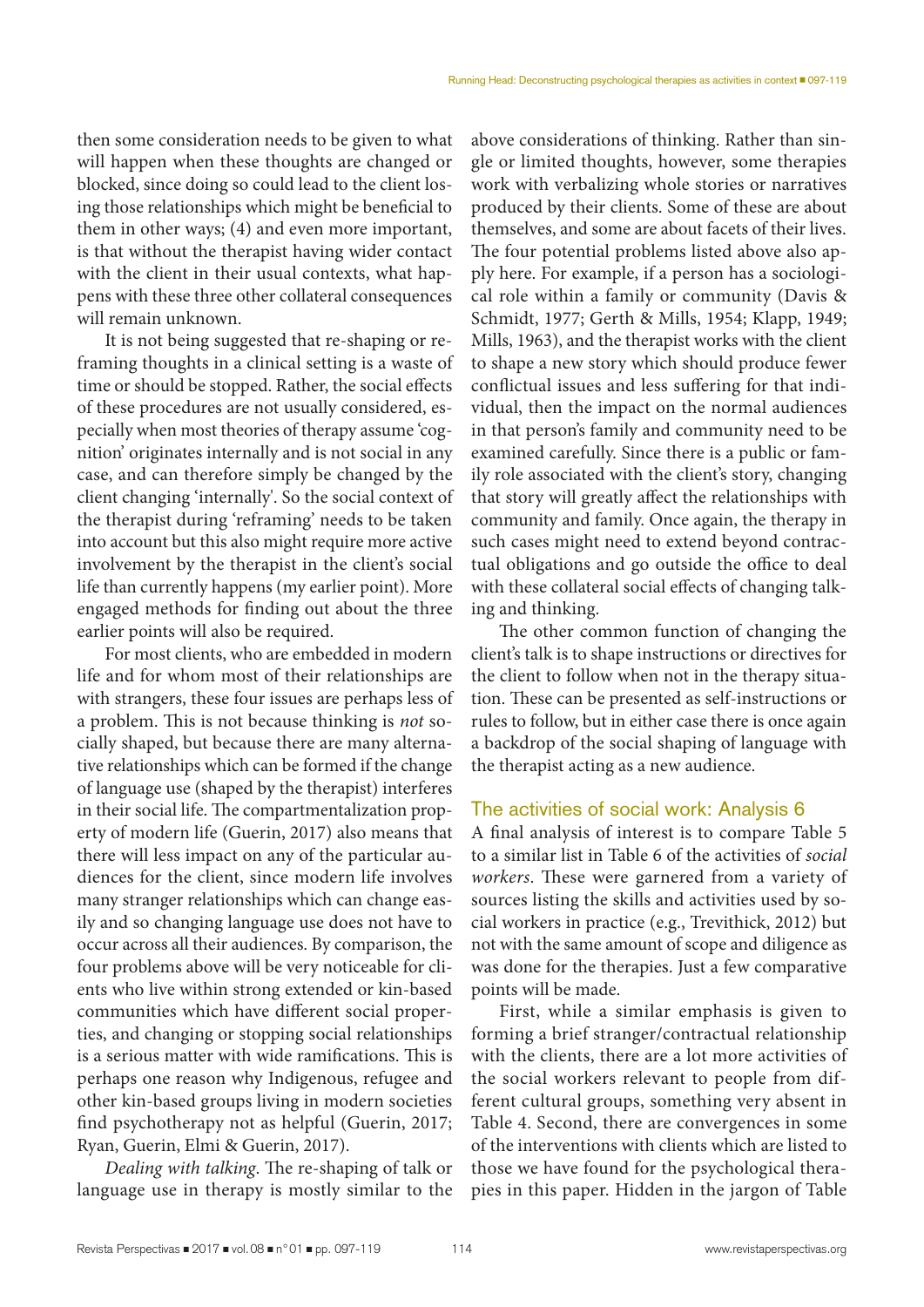then some consideration needs to be given to what will happen when these thoughts are changed or blocked, since doing so could lead to the client losing those relationships which might be beneficial to them in other ways; (4) and even more important, is that without the therapist having wider contact with the client in their usual contexts, what happens with these three other collateral consequences will remain unknown.

It is not being suggested that re-shaping or reframing thoughts in a clinical setting is a waste of time or should be stopped. Rather, the social effects of these procedures are not usually considered, especially when most theories of therapy assume 'cognition' originates internally and is not social in any case, and can therefore simply be changed by the client changing 'internally'. So the social context of the therapist during 'reframing' needs to be taken into account but this also might require more active involvement by the therapist in the client's social life than currently happens (my earlier point). More engaged methods for finding out about the three earlier points will also be required.

For most clients, who are embedded in modern life and for whom most of their relationships are with strangers, these four issues are perhaps less of a problem. This is not because thinking is *not* socially shaped, but because there are many alternative relationships which can be formed if the change of language use (shaped by the therapist) interferes in their social life. The compartmentalization property of modern life (Guerin, 2017) also means that there will less impact on any of the particular audiences for the client, since modern life involves many stranger relationships which can change easily and so changing language use does not have to occur across all their audiences. By comparison, the four problems above will be very noticeable for clients who live within strong extended or kin-based communities which have different social properties, and changing or stopping social relationships is a serious matter with wide ramifications. This is perhaps one reason why Indigenous, refugee and other kin-based groups living in modern societies find psychotherapy not as helpful (Guerin, 2017; Ryan, Guerin, Elmi & Guerin, 2017).

*Dealing with talking*. The re-shaping of talk or language use in therapy is mostly similar to the above considerations of thinking. Rather than single or limited thoughts, however, some therapies work with verbalizing whole stories or narratives produced by their clients. Some of these are about themselves, and some are about facets of their lives. The four potential problems listed above also apply here. For example, if a person has a sociological role within a family or community (Davis & Schmidt, 1977; Gerth & Mills, 1954; Klapp, 1949; Mills, 1963), and the therapist works with the client to shape a new story which should produce fewer conflictual issues and less suffering for that individual, then the impact on the normal audiences in that person's family and community need to be examined carefully. Since there is a public or family role associated with the client's story, changing that story will greatly affect the relationships with community and family. Once again, the therapy in such cases might need to extend beyond contractual obligations and go outside the office to deal with these collateral social effects of changing talking and thinking.

The other common function of changing the client's talk is to shape instructions or directives for the client to follow when not in the therapy situation. These can be presented as self-instructions or rules to follow, but in either case there is once again a backdrop of the social shaping of language with the therapist acting as a new audience.

## The activities of social work: Analysis 6

A final analysis of interest is to compare Table 5 to a similar list in Table 6 of the activities of *social workers*. These were garnered from a variety of sources listing the skills and activities used by social workers in practice (e.g., Trevithick, 2012) but not with the same amount of scope and diligence as was done for the therapies. Just a few comparative points will be made.

First, while a similar emphasis is given to forming a brief stranger/contractual relationship with the clients, there are a lot more activities of the social workers relevant to people from different cultural groups, something very absent in Table 4. Second, there are convergences in some of the interventions with clients which are listed to those we have found for the psychological therapies in this paper. Hidden in the jargon of Table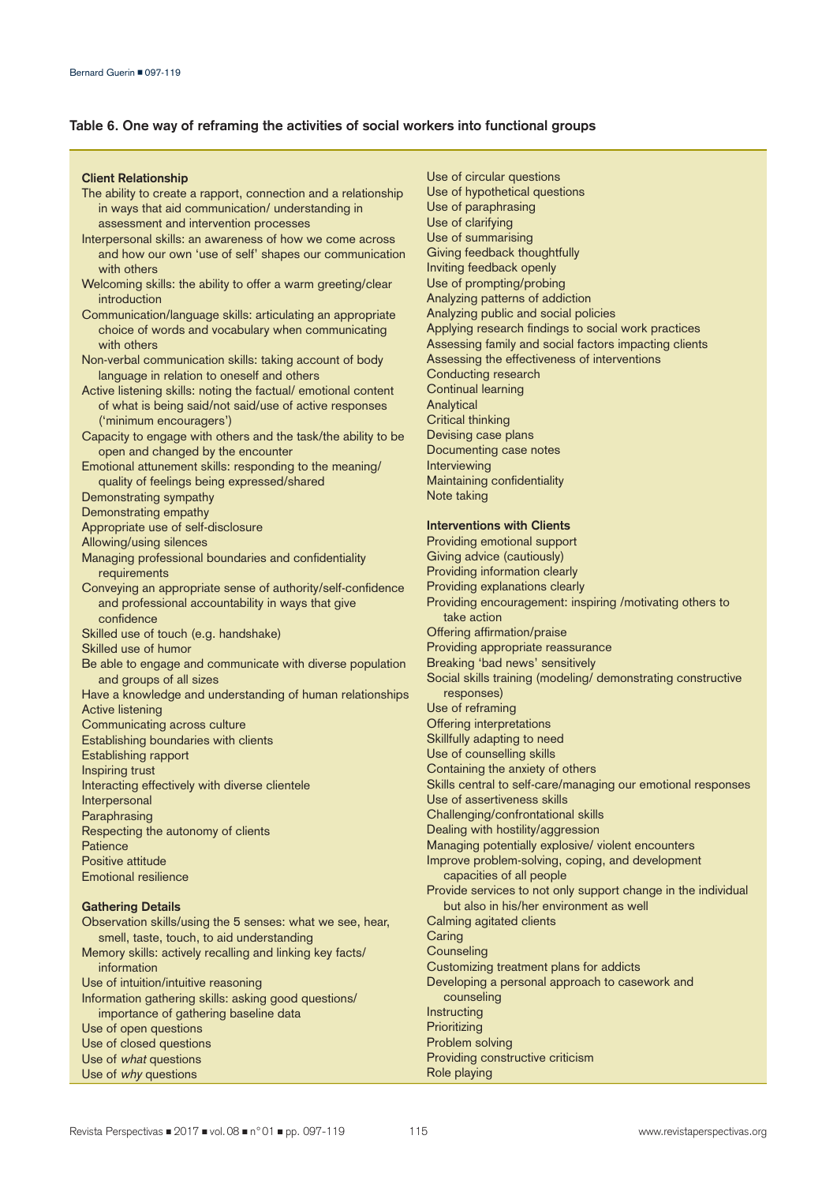### Table 6. One way of reframing the activities of social workers into functional groups

**Client Relationship**

The ability to create a rapport, connection and a relationship in ways that aid communication/ understanding in assessment and intervention processes
Interpersonal skills: an awareness of how we come across and how our own 'use of self' shapes our communication with others
Welcoming skills: the ability to offer a warm greeting/clear introduction
Communication/language skills: articulating an appropriate choice of words and vocabulary when communicating with others
Non-verbal communication skills: taking account of body language in relation to oneself and others
Active listening skills: noting the factual/ emotional content of what is being said/not said/use of active responses ('minimum encouragers')
Capacity to engage with others and the task/the ability to be open and changed by the encounter
Emotional attunement skills: responding to the meaning/ quality of feelings being expressed/shared
Demonstrating sympathy
Demonstrating empathy
Appropriate use of self-disclosure
Allowing/using silences
Managing professional boundaries and confidentiality requirements
Conveying an appropriate sense of authority/self-confidence and professional accountability in ways that give confidence
Skilled use of touch (e.g. handshake)
Skilled use of humor
Be able to engage and communicate with diverse population and groups of all sizes
Have a knowledge and understanding of human relationships
Active listening
Communicating across culture
Establishing boundaries with clients
Establishing rapport
Inspiring trust
Interacting effectively with diverse clientele
Interpersonal
Paraphrasing
Respecting the autonomy of clients
Patience
Positive attitude
Emotional resilience

**Gathering Details**

Observation skills/using the 5 senses: what we see, hear, smell, taste, touch, to aid understanding
Memory skills: actively recalling and linking key facts/ information
Use of intuition/intuitive reasoning
Information gathering skills: asking good questions/ importance of gathering baseline data
Use of open questions
Use of closed questions
Use of *what* questions
Use of *why* questions
Use of circular questions
Use of hypothetical questions
Use of paraphrasing
Use of clarifying
Use of summarising
Giving feedback thoughtfully
Inviting feedback openly
Use of prompting/probing
Analyzing patterns of addiction
Analyzing public and social policies
Applying research findings to social work practices
Assessing family and social factors impacting clients
Assessing the effectiveness of interventions
Conducting research
Continual learning
Analytical
Critical thinking
Devising case plans
Documenting case notes
Interviewing
Maintaining confidentiality
Note taking

**Interventions with Clients**

Providing emotional support
Giving advice (cautiously)
Providing information clearly
Providing explanations clearly
Providing encouragement: inspiring /motivating others to take action
Offering affirmation/praise
Providing appropriate reassurance
Breaking 'bad news' sensitively
Social skills training (modeling/ demonstrating constructive responses)
Use of reframing
Offering interpretations
Skillfully adapting to need
Use of counselling skills
Containing the anxiety of others
Skills central to self-care/managing our emotional responses
Use of assertiveness skills
Challenging/confrontational skills
Dealing with hostility/aggression
Managing potentially explosive/ violent encounters
Improve problem-solving, coping, and development capacities of all people
Provide services to not only support change in the individual but also in his/her environment as well
Calming agitated clients
Caring
Counseling
Customizing treatment plans for addicts
Developing a personal approach to casework and counseling
Instructing
Prioritizing
Problem solving
Providing constructive criticism
Role playing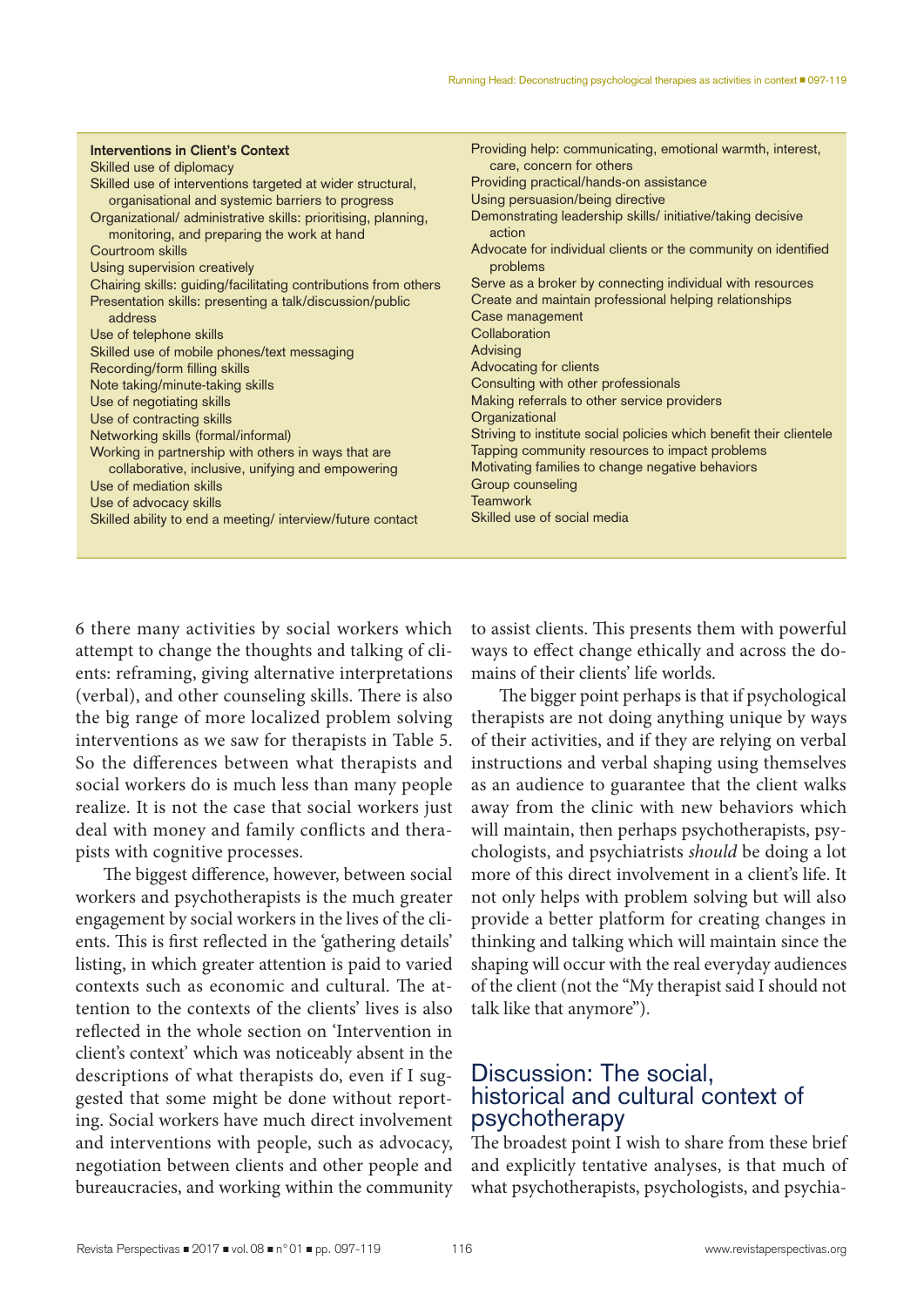**Interventions in Client's Context**

Skilled use of diplomacy
Skilled use of interventions targeted at wider structural, organisational and systemic barriers to progress
Organizational/ administrative skills: prioritising, planning, monitoring, and preparing the work at hand
Courtroom skills
Using supervision creatively
Chairing skills: guiding/facilitating contributions from others
Presentation skills: presenting a talk/discussion/public address
Use of telephone skills
Skilled use of mobile phones/text messaging
Recording/form filling skills
Note taking/minute-taking skills
Use of negotiating skills
Use of contracting skills
Networking skills (formal/informal)
Working in partnership with others in ways that are collaborative, inclusive, unifying and empowering
Use of mediation skills
Use of advocacy skills
Skilled ability to end a meeting/ interview/future contact
Providing help: communicating, emotional warmth, interest, care, concern for others
Providing practical/hands-on assistance
Using persuasion/being directive
Demonstrating leadership skills/ initiative/taking decisive action
Advocate for individual clients or the community on identified problems
Serve as a broker by connecting individual with resources
Create and maintain professional helping relationships
Case management
Collaboration
Advising
Advocating for clients
Consulting with other professionals
Making referrals to other service providers
Organizational
Striving to institute social policies which benefit their clientele
Tapping community resources to impact problems
Motivating families to change negative behaviors
Group counseling
Teamwork
Skilled use of social media

6 there many activities by social workers which attempt to change the thoughts and talking of clients: reframing, giving alternative interpretations (verbal), and other counseling skills. There is also the big range of more localized problem solving interventions as we saw for therapists in Table 5. So the differences between what therapists and social workers do is much less than many people realize. It is not the case that social workers just deal with money and family conflicts and therapists with cognitive processes.

The biggest difference, however, between social workers and psychotherapists is the much greater engagement by social workers in the lives of the clients. This is first reflected in the 'gathering details' listing, in which greater attention is paid to varied contexts such as economic and cultural. The attention to the contexts of the clients' lives is also reflected in the whole section on 'Intervention in client's context' which was noticeably absent in the descriptions of what therapists do, even if I suggested that some might be done without reporting. Social workers have much direct involvement and interventions with people, such as advocacy, negotiation between clients and other people and bureaucracies, and working within the community to assist clients. This presents them with powerful ways to effect change ethically and across the domains of their clients' life worlds.

The bigger point perhaps is that if psychological therapists are not doing anything unique by ways of their activities, and if they are relying on verbal instructions and verbal shaping using themselves as an audience to guarantee that the client walks away from the clinic with new behaviors which will maintain, then perhaps psychotherapists, psychologists, and psychiatrists *should* be doing a lot more of this direct involvement in a client's life. It not only helps with problem solving but will also provide a better platform for creating changes in thinking and talking which will maintain since the shaping will occur with the real everyday audiences of the client (not the "My therapist said I should not talk like that anymore").

## Discussion: The social, historical and cultural context of psychotherapy

The broadest point I wish to share from these brief and explicitly tentative analyses, is that much of what psychotherapists, psychologists, and psychia-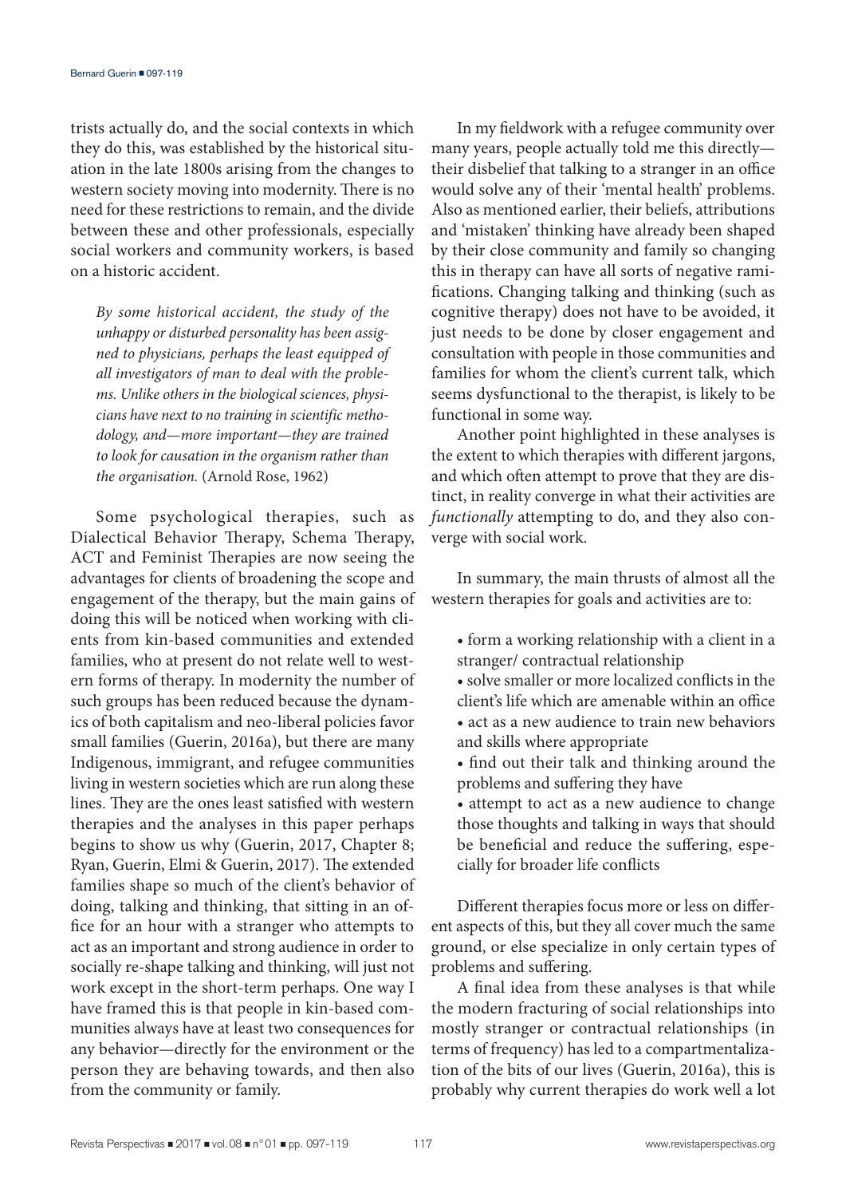trists actually do, and the social contexts in which they do this, was established by the historical situation in the late 1800s arising from the changes to western society moving into modernity. There is no need for these restrictions to remain, and the divide between these and other professionals, especially social workers and community workers, is based on a historic accident.

> *By some historical accident, the study of the unhappy or disturbed personality has been assigned to physicians, perhaps the least equipped of all investigators of man to deal with the problems. Unlike others in the biological sciences, physicians have next to no training in scientific methodology, and—more important—they are trained to look for causation in the organism rather than the organisation.* (Arnold Rose, 1962)

Some psychological therapies, such as Dialectical Behavior Therapy, Schema Therapy, ACT and Feminist Therapies are now seeing the advantages for clients of broadening the scope and engagement of the therapy, but the main gains of doing this will be noticed when working with clients from kin-based communities and extended families, who at present do not relate well to western forms of therapy. In modernity the number of such groups has been reduced because the dynamics of both capitalism and neo-liberal policies favor small families (Guerin, 2016a), but there are many Indigenous, immigrant, and refugee communities living in western societies which are run along these lines. They are the ones least satisfied with western therapies and the analyses in this paper perhaps begins to show us why (Guerin, 2017, Chapter 8; Ryan, Guerin, Elmi & Guerin, 2017). The extended families shape so much of the client's behavior of doing, talking and thinking, that sitting in an office for an hour with a stranger who attempts to act as an important and strong audience in order to socially re-shape talking and thinking, will just not work except in the short-term perhaps. One way I have framed this is that people in kin-based communities always have at least two consequences for any behavior—directly for the environment or the person they are behaving towards, and then also from the community or family.

In my fieldwork with a refugee community over many years, people actually told me this directly—their disbelief that talking to a stranger in an office would solve any of their 'mental health' problems. Also as mentioned earlier, their beliefs, attributions and 'mistaken' thinking have already been shaped by their close community and family so changing this in therapy can have all sorts of negative ramifications. Changing talking and thinking (such as cognitive therapy) does not have to be avoided, it just needs to be done by closer engagement and consultation with people in those communities and families for whom the client's current talk, which seems dysfunctional to the therapist, is likely to be functional in some way.

Another point highlighted in these analyses is the extent to which therapies with different jargons, and which often attempt to prove that they are distinct, in reality converge in what their activities are *functionally* attempting to do, and they also converge with social work.

In summary, the main thrusts of almost all the western therapies for goals and activities are to:

- form a working relationship with a client in a stranger/ contractual relationship
- solve smaller or more localized conflicts in the client's life which are amenable within an office
- act as a new audience to train new behaviors and skills where appropriate
- find out their talk and thinking around the problems and suffering they have
- attempt to act as a new audience to change those thoughts and talking in ways that should be beneficial and reduce the suffering, especially for broader life conflicts

Different therapies focus more or less on different aspects of this, but they all cover much the same ground, or else specialize in only certain types of problems and suffering.

A final idea from these analyses is that while the modern fracturing of social relationships into mostly stranger or contractual relationships (in terms of frequency) has led to a compartmentalization of the bits of our lives (Guerin, 2016a), this is probably why current therapies do work well a lot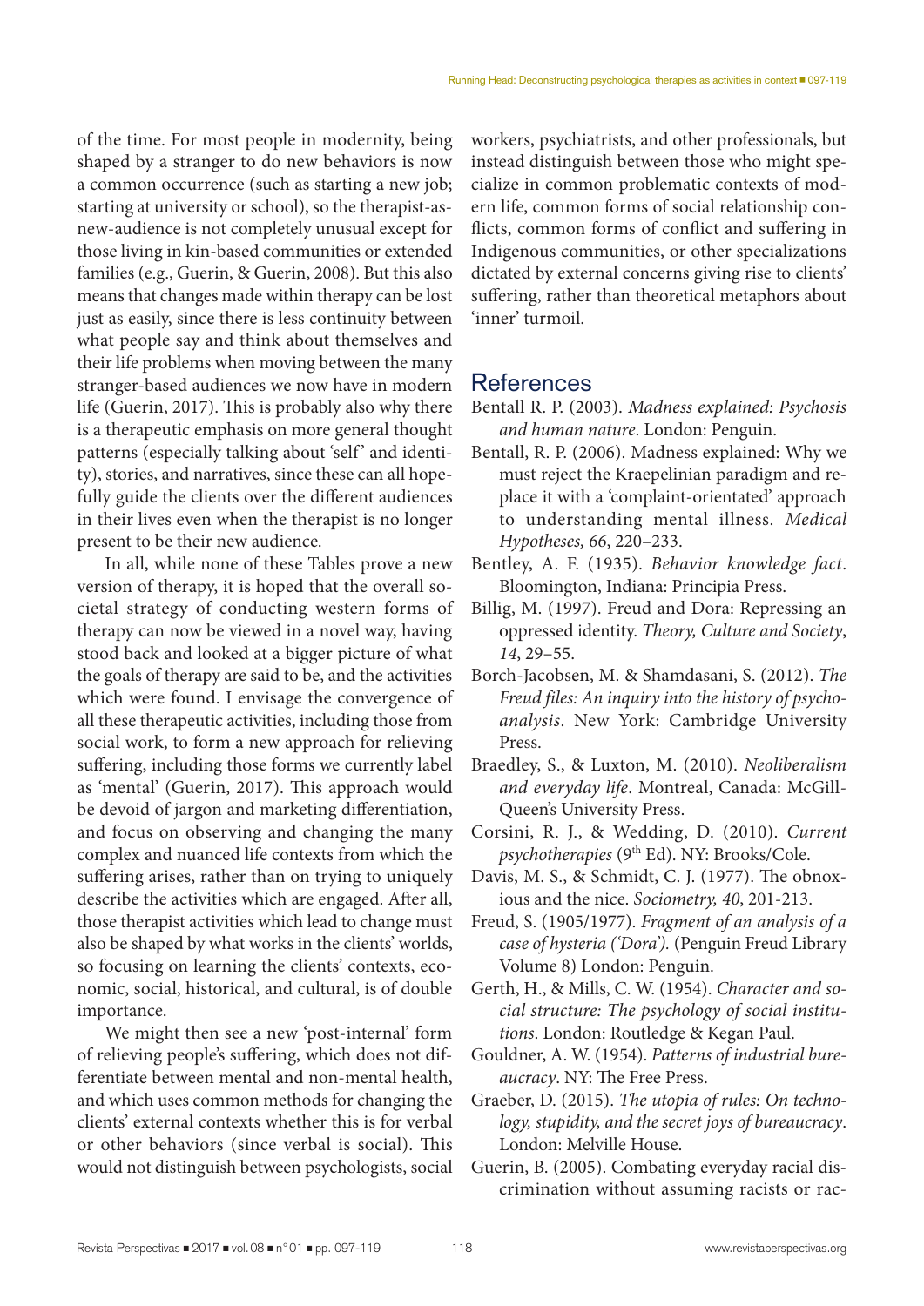of the time. For most people in modernity, being shaped by a stranger to do new behaviors is now a common occurrence (such as starting a new job; starting at university or school), so the therapist-as-new-audience is not completely unusual except for those living in kin-based communities or extended families (e.g., Guerin, & Guerin, 2008). But this also means that changes made within therapy can be lost just as easily, since there is less continuity between what people say and think about themselves and their life problems when moving between the many stranger-based audiences we now have in modern life (Guerin, 2017). This is probably also why there is a therapeutic emphasis on more general thought patterns (especially talking about 'self' and identity), stories, and narratives, since these can all hopefully guide the clients over the different audiences in their lives even when the therapist is no longer present to be their new audience.

In all, while none of these Tables prove a new version of therapy, it is hoped that the overall societal strategy of conducting western forms of therapy can now be viewed in a novel way, having stood back and looked at a bigger picture of what the goals of therapy are said to be, and the activities which were found. I envisage the convergence of all these therapeutic activities, including those from social work, to form a new approach for relieving suffering, including those forms we currently label as 'mental' (Guerin, 2017). This approach would be devoid of jargon and marketing differentiation, and focus on observing and changing the many complex and nuanced life contexts from which the suffering arises, rather than on trying to uniquely describe the activities which are engaged. After all, those therapist activities which lead to change must also be shaped by what works in the clients' worlds, so focusing on learning the clients' contexts, economic, social, historical, and cultural, is of double importance.

We might then see a new 'post-internal' form of relieving people's suffering, which does not differentiate between mental and non-mental health, and which uses common methods for changing the clients' external contexts whether this is for verbal or other behaviors (since verbal is social). This would not distinguish between psychologists, social workers, psychiatrists, and other professionals, but instead distinguish between those who might specialize in common problematic contexts of modern life, common forms of social relationship conflicts, common forms of conflict and suffering in Indigenous communities, or other specializations dictated by external concerns giving rise to clients' suffering, rather than theoretical metaphors about 'inner' turmoil.

## References

Bentall R. P. (2003). *Madness explained: Psychosis and human nature*. London: Penguin.

Bentall, R. P. (2006). Madness explained: Why we must reject the Kraepelinian paradigm and replace it with a 'complaint-orientated' approach to understanding mental illness. *Medical Hypotheses, 66*, 220–233.

Bentley, A. F. (1935). *Behavior knowledge fact*. Bloomington, Indiana: Principia Press.

Billig, M. (1997). Freud and Dora: Repressing an oppressed identity. *Theory, Culture and Society*, *14*, 29–55.

Borch-Jacobsen, M. & Shamdasani, S. (2012). *The Freud files: An inquiry into the history of psychoanalysis*. New York: Cambridge University Press.

Braedley, S., & Luxton, M. (2010). *Neoliberalism and everyday life*. Montreal, Canada: McGill-Queen's University Press.

Corsini, R. J., & Wedding, D. (2010). *Current psychotherapies* (9th Ed). NY: Brooks/Cole.

Davis, M. S., & Schmidt, C. J. (1977). The obnoxious and the nice. *Sociometry, 40*, 201-213.

Freud, S. (1905/1977). *Fragment of an analysis of a case of hysteria ('Dora').* (Penguin Freud Library Volume 8) London: Penguin.

Gerth, H., & Mills, C. W. (1954). *Character and social structure: The psychology of social institutions*. London: Routledge & Kegan Paul.

Gouldner, A. W. (1954). *Patterns of industrial bureaucracy*. NY: The Free Press.

Graeber, D. (2015). *The utopia of rules: On technology, stupidity, and the secret joys of bureaucracy*. London: Melville House.

Guerin, B. (2005). Combating everyday racial discrimination without assuming racists or rac-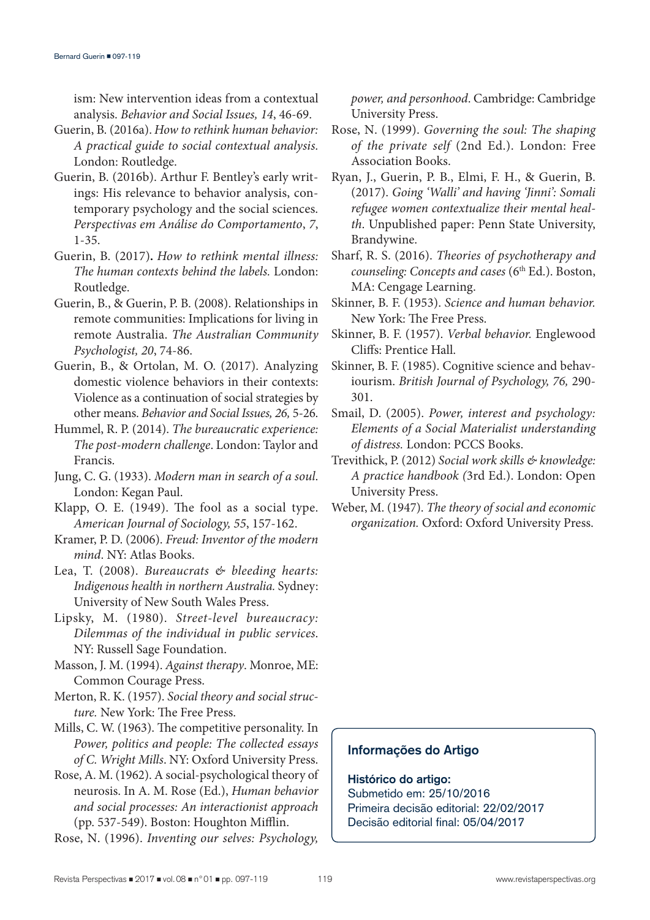ism: New intervention ideas from a contextual analysis. *Behavior and Social Issues, 14*, 46-69.

Guerin, B. (2016a). *How to rethink human behavior: A practical guide to social contextual analysis.* London: Routledge.

Guerin, B. (2016b). Arthur F. Bentley's early writings: His relevance to behavior analysis, contemporary psychology and the social sciences. *Perspectivas em Análise do Comportamento*, *7*, 1-35.

Guerin, B. (2017)**.** *How to rethink mental illness: The human contexts behind the labels.* London: Routledge.

Guerin, B., & Guerin, P. B. (2008). Relationships in remote communities: Implications for living in remote Australia. *The Australian Community Psychologist, 20*, 74-86.

Guerin, B., & Ortolan, M. O. (2017). Analyzing domestic violence behaviors in their contexts: Violence as a continuation of social strategies by other means. *Behavior and Social Issues, 26,* 5-26.

Hummel, R. P. (2014). *The bureaucratic experience: The post-modern challenge*. London: Taylor and Francis.

Jung, C. G. (1933). *Modern man in search of a soul.* London: Kegan Paul.

Klapp, O. E. (1949). The fool as a social type. *American Journal of Sociology, 55*, 157-162.

Kramer, P. D. (2006). *Freud: Inventor of the modern mind*. NY: Atlas Books.

Lea, T. (2008). *Bureaucrats & bleeding hearts: Indigenous health in northern Australia.* Sydney: University of New South Wales Press.

Lipsky, M. (1980). *Street-level bureaucracy: Dilemmas of the individual in public services*. NY: Russell Sage Foundation.

Masson, J. M. (1994). *Against therapy*. Monroe, ME: Common Courage Press.

Merton, R. K. (1957). *Social theory and social structure.* New York: The Free Press.

Mills, C. W. (1963). The competitive personality. In *Power, politics and people: The collected essays of C. Wright Mills*. NY: Oxford University Press.

Rose, A. M. (1962). A social-psychological theory of neurosis. In A. M. Rose (Ed.), *Human behavior and social processes: An interactionist approach* (pp. 537-549). Boston: Houghton Mifflin.

Rose, N. (1996). *Inventing our selves: Psychology, power, and personhood*. Cambridge: Cambridge University Press.

Rose, N. (1999). *Governing the soul: The shaping of the private self* (2nd Ed.). London: Free Association Books.

Ryan, J., Guerin, P. B., Elmi, F. H., & Guerin, B. (2017). *Going 'Walli' and having 'Jinni': Somali refugee women contextualize their mental health*. Unpublished paper: Penn State University, Brandywine.

Sharf, R. S. (2016). *Theories of psychotherapy and counseling: Concepts and cases* (6th Ed.). Boston, MA: Cengage Learning.

Skinner, B. F. (1953). *Science and human behavior.* New York: The Free Press.

Skinner, B. F. (1957). *Verbal behavior.* Englewood Cliffs: Prentice Hall.

Skinner, B. F. (1985). Cognitive science and behaviourism. *British Journal of Psychology, 76,* 290-301.

Smail, D. (2005). *Power, interest and psychology: Elements of a Social Materialist understanding of distress.* London: PCCS Books.

Trevithick, P. (2012) *Social work skills & knowledge: A practice handbook (*3rd Ed.). London: Open University Press.

Weber, M. (1947). *The theory of social and economic organization.* Oxford: Oxford University Press.

**Informações do Artigo**

**Histórico do artigo:**
Submetido em: 25/10/2016
Primeira decisão editorial: 22/02/2017
Decisão editorial final: 05/04/2017